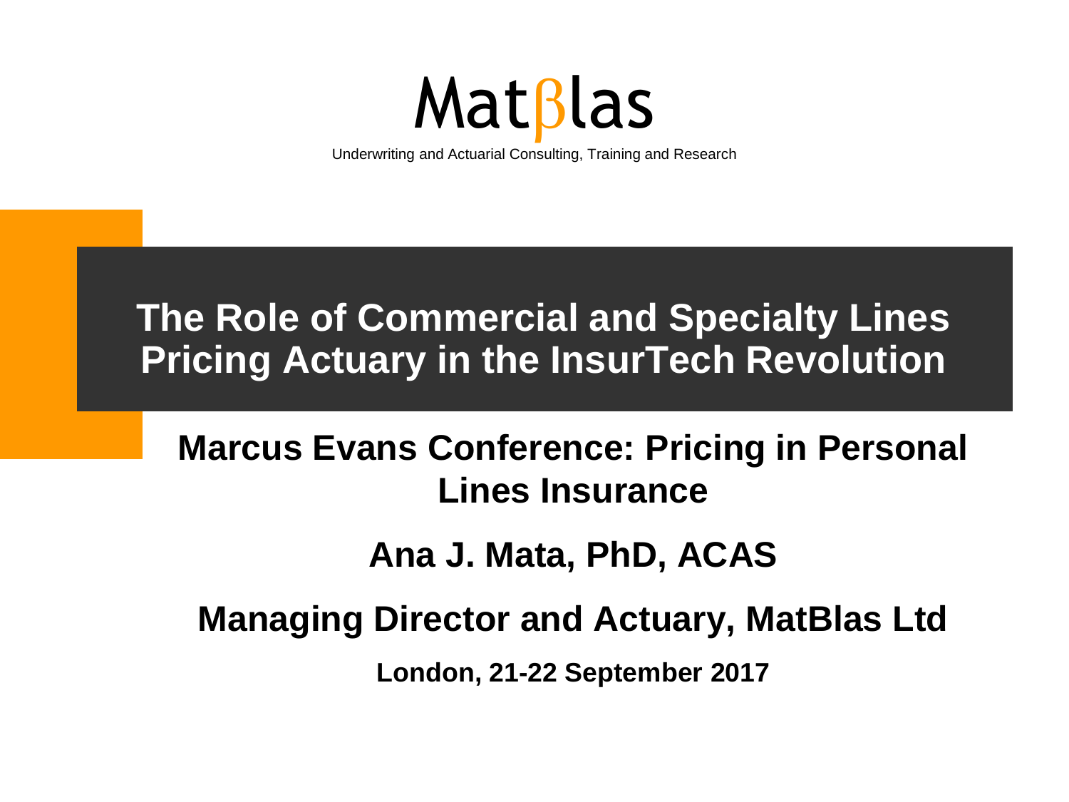Matβlas

Underwriting and Actuarial Consulting, Training and Research

# The Role of Commercial and Specialty Lines Pricing Actuary in the InsurTech Revolution

**Marcus Evans Conference: Pricing in Personal Lines Insurance**

**Ana J. Mata, PhD, ACAS**

**Managing Director and Actuary, MatBlas Ltd**

**London, 21-22 September 2017**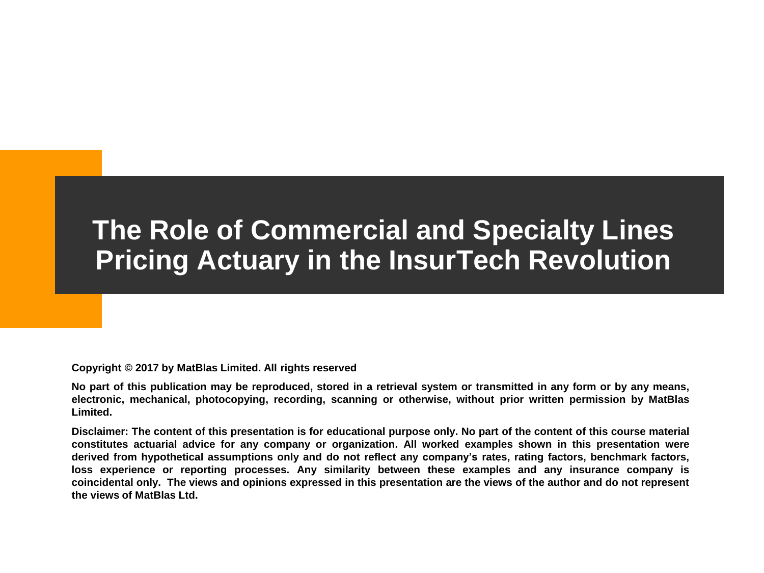# The Role of Commercial and Specialty Lines Pricing Actuary in the InsurTech Revolution

**Copyright © 2017 by MatBlas Limited. All rights reserved**

**No part of this publication may be reproduced, stored in a retrieval system or transmitted in any form or by any means, electronic, mechanical, photocopying, recording, scanning or otherwise, without prior written permission by MatBlas Limited.**

**Disclaimer: The content of this presentation is for educational purpose only. No part of the content of this course material constitutes actuarial advice for any company or organization. All worked examples shown in this presentation were derived from hypothetical assumptions only and do not reflect any company's rates, rating factors, benchmark factors, loss experience or reporting processes. Any similarity between these examples and any insurance company is coincidental only. The views and opinions expressed in this presentation are the views of the author and do not represent the views of MatBlas Ltd.**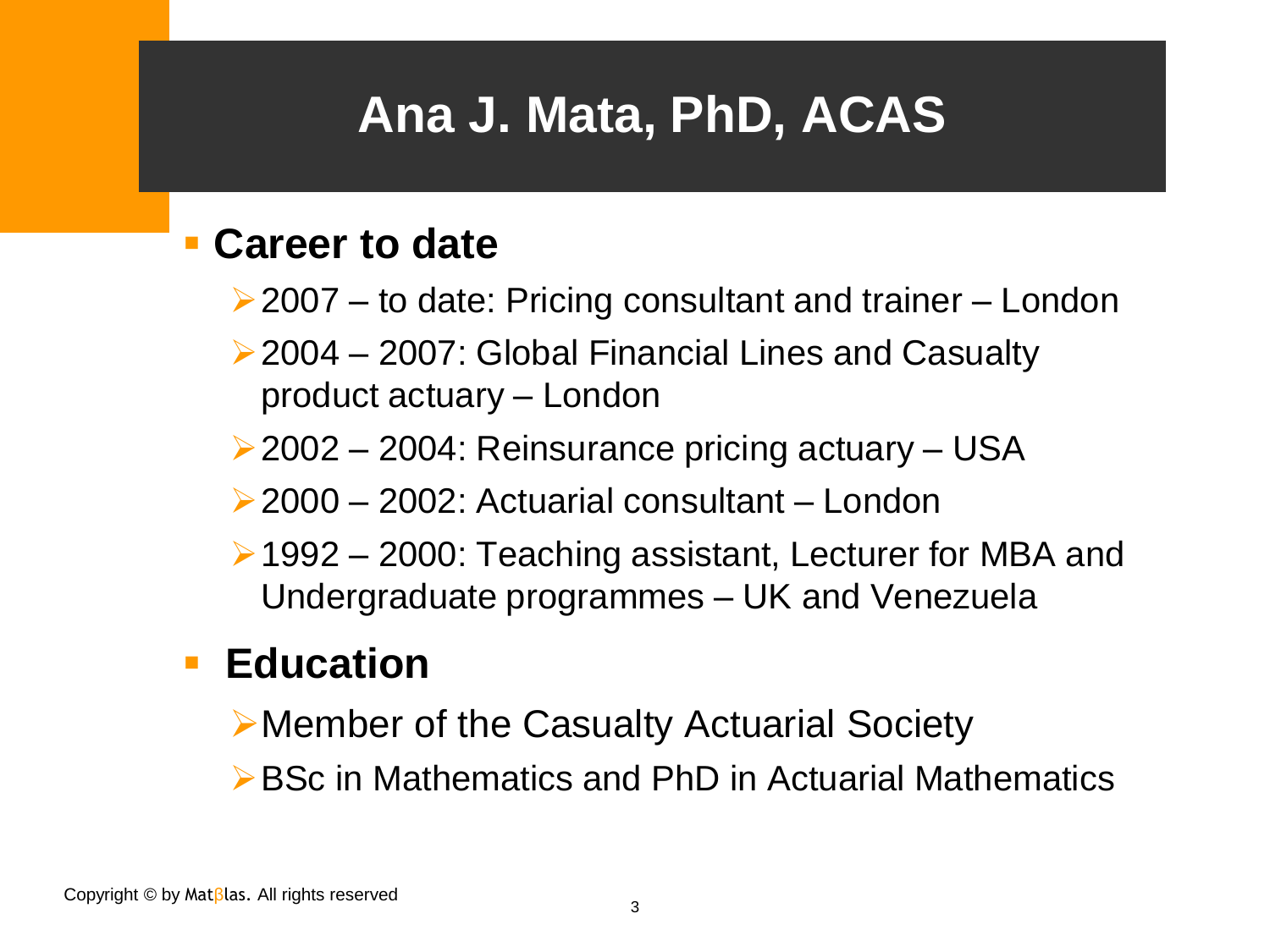# Ana J. Mata, PhD, ACAS

- **Career to date**
  - 2007 – to date: Pricing consultant and trainer – London
  - 2004 – 2007: Global Financial Lines and Casualty product actuary – London
  - 2002 – 2004: Reinsurance pricing actuary – USA
  - 2000 – 2002: Actuarial consultant – London
  - 1992 – 2000: Teaching assistant, Lecturer for MBA and Undergraduate programmes – UK and Venezuela
- **Education**
  - Member of the Casualty Actuarial Society
  - BSc in Mathematics and PhD in Actuarial Mathematics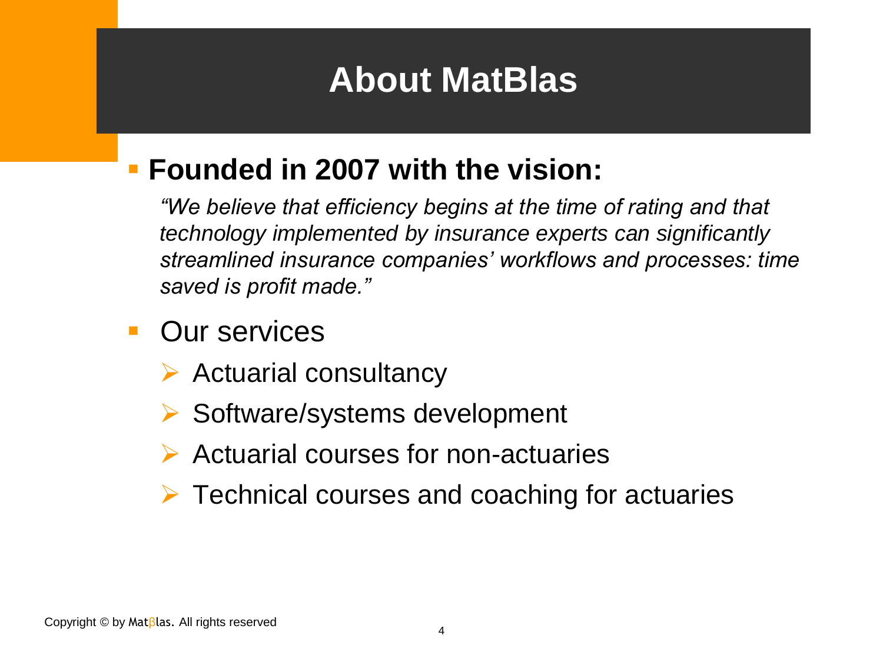# About MatBlas

- **Founded in 2007 with the vision:**

  *"We believe that efficiency begins at the time of rating and that technology implemented by insurance experts can significantly streamlined insurance companies' workflows and processes: time saved is profit made."*

- Our services
  - Actuarial consultancy
  - Software/systems development
  - Actuarial courses for non-actuaries
  - Technical courses and coaching for actuaries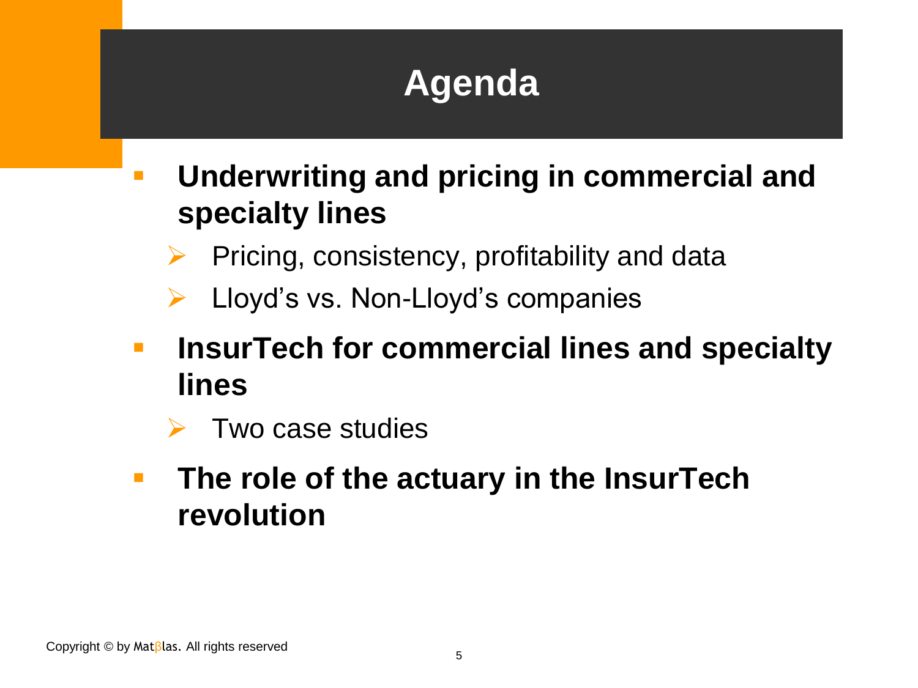# Agenda

- **Underwriting and pricing in commercial and specialty lines**
  - Pricing, consistency, profitability and data
  - Lloyd's vs. Non-Lloyd's companies
- **InsurTech for commercial lines and specialty lines**
  - Two case studies
- **The role of the actuary in the InsurTech revolution**

Copyright © by Matβlas. All rights reserved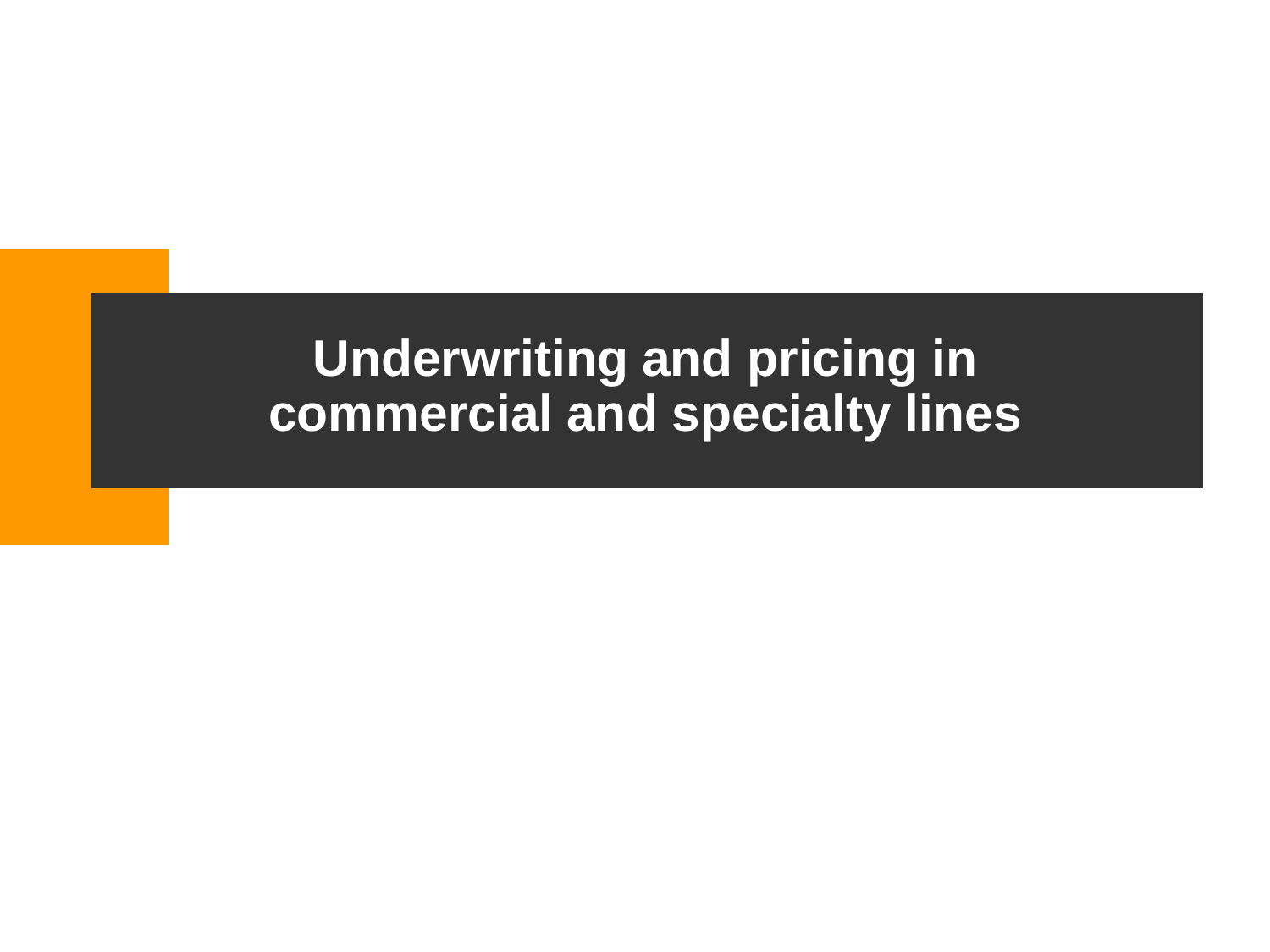# Underwriting and pricing in commercial and specialty lines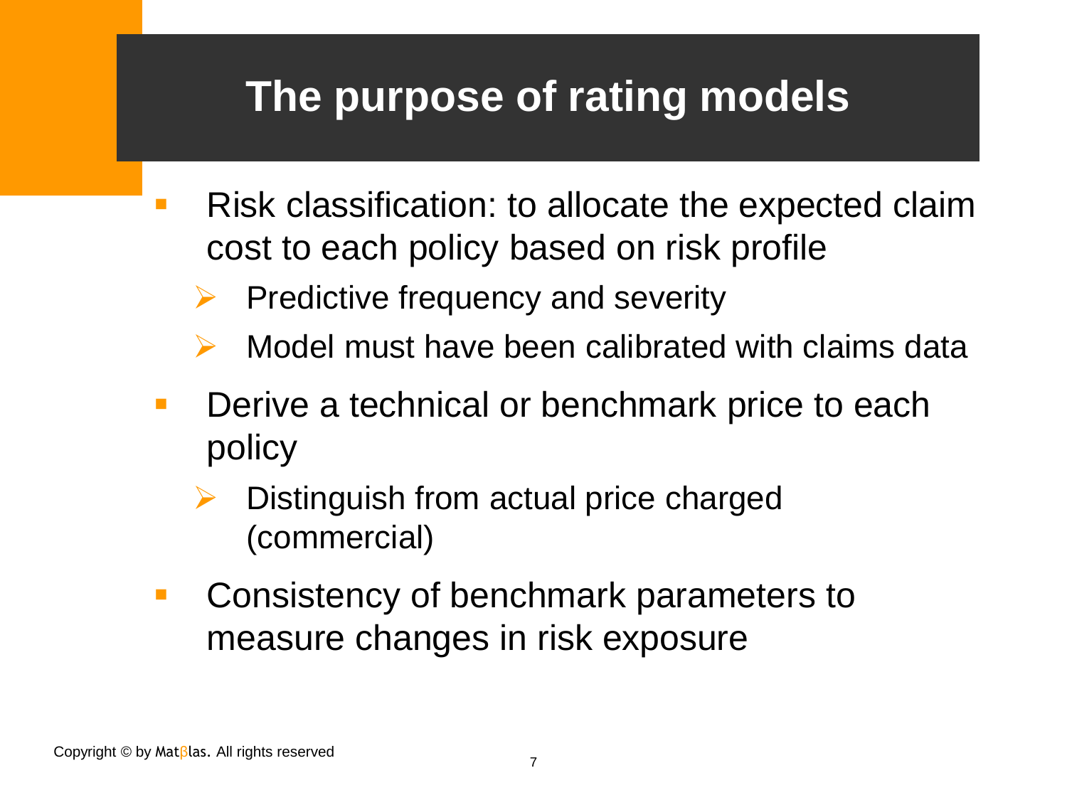# The purpose of rating models

- Risk classification: to allocate the expected claim cost to each policy based on risk profile
  - Predictive frequency and severity
  - Model must have been calibrated with claims data
- Derive a technical or benchmark price to each policy
  - Distinguish from actual price charged (commercial)
- Consistency of benchmark parameters to measure changes in risk exposure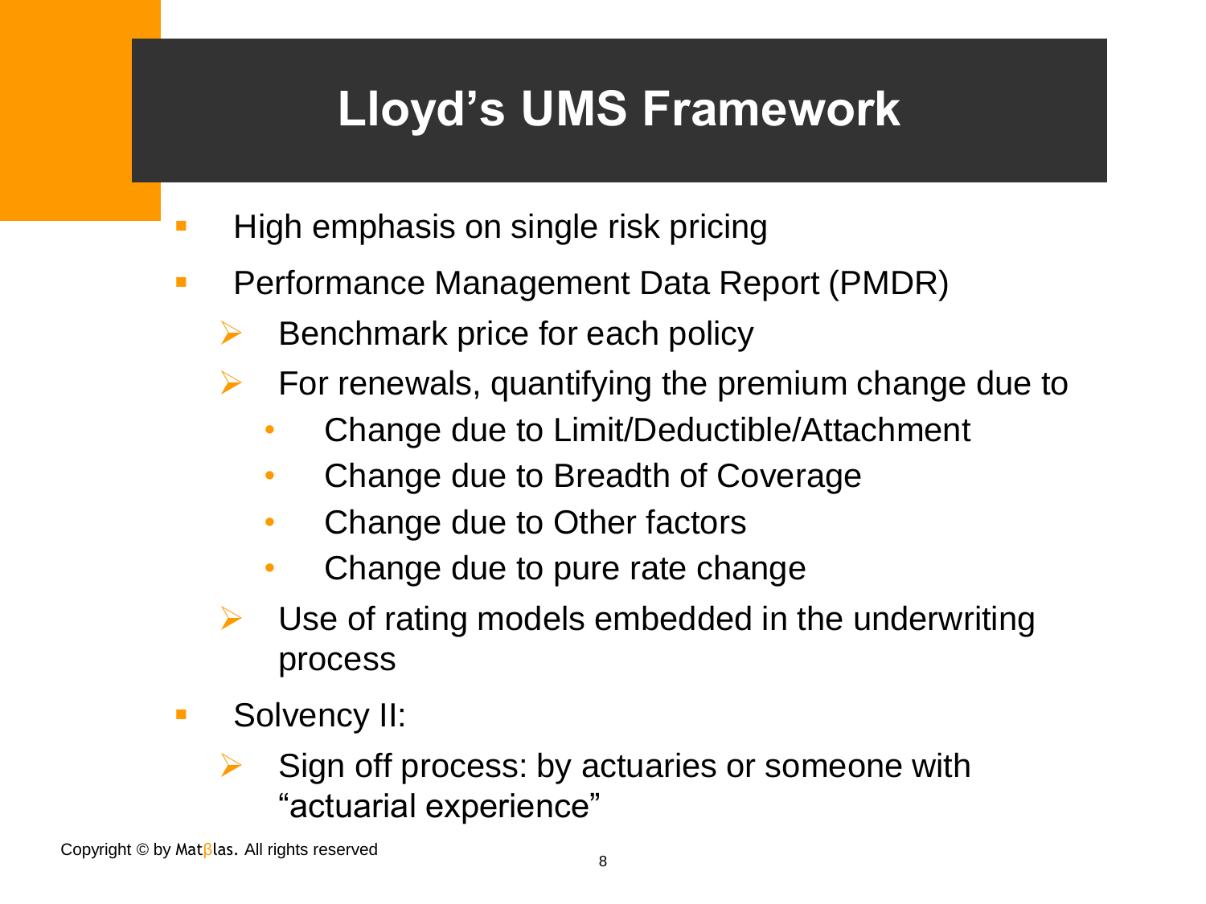# Lloyd's UMS Framework

- High emphasis on single risk pricing
- Performance Management Data Report (PMDR)
  - Benchmark price for each policy
  - For renewals, quantifying the premium change due to
    - Change due to Limit/Deductible/Attachment
    - Change due to Breadth of Coverage
    - Change due to Other factors
    - Change due to pure rate change
  - Use of rating models embedded in the underwriting process
- Solvency II:
  - Sign off process: by actuaries or someone with "actuarial experience"

Copyright © by Matβlas. All rights reserved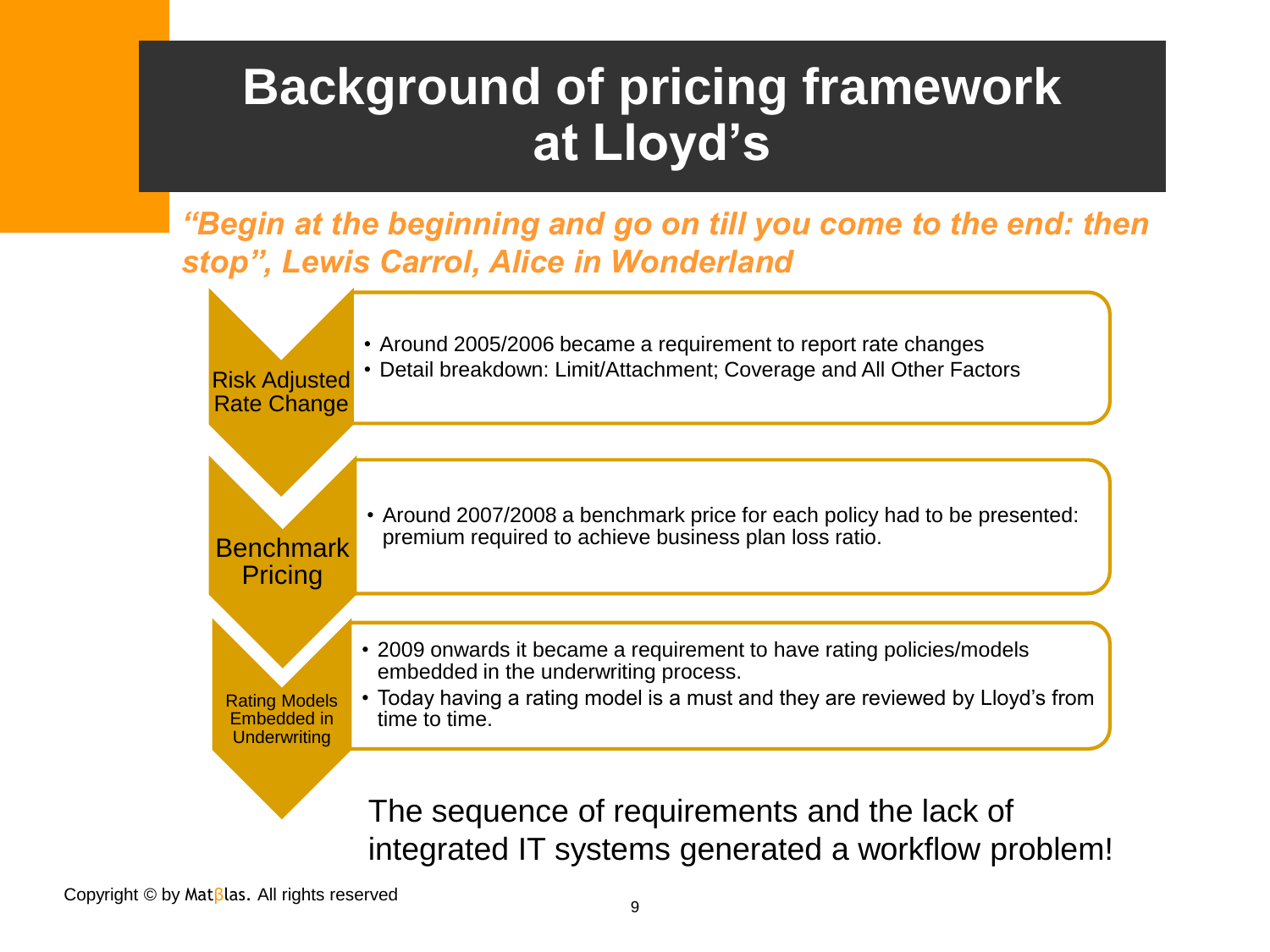# Background of pricing framework at Lloyd's

*"Begin at the beginning and go on till you come to the end: then stop", Lewis Carrol, Alice in Wonderland*

**Risk Adjusted Rate Change**

- Around 2005/2006 became a requirement to report rate changes
- Detail breakdown: Limit/Attachment; Coverage and All Other Factors

**Benchmark Pricing**

- Around 2007/2008 a benchmark price for each policy had to be presented: premium required to achieve business plan loss ratio.

**Rating Models Embedded in Underwriting**

- 2009 onwards it became a requirement to have rating policies/models embedded in the underwriting process.
- Today having a rating model is a must and they are reviewed by Lloyd's from time to time.

The sequence of requirements and the lack of integrated IT systems generated a workflow problem!

Copyright © by Matβlas. All rights reserved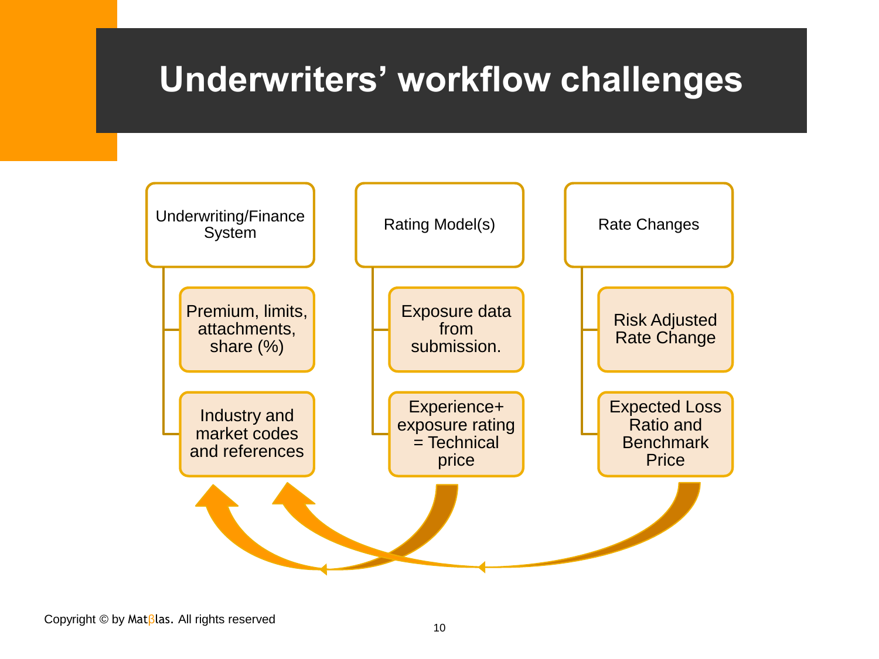# Underwriters' workflow challenges

Underwriting/Finance System

Premium, limits, attachments, share (%)

Industry and market codes and references

Rating Model(s)

Exposure data from submission.

Experience+ exposure rating = Technical price

Rate Changes

Risk Adjusted Rate Change

Expected Loss Ratio and Benchmark Price

Copyright © by Matβlas. All rights reserved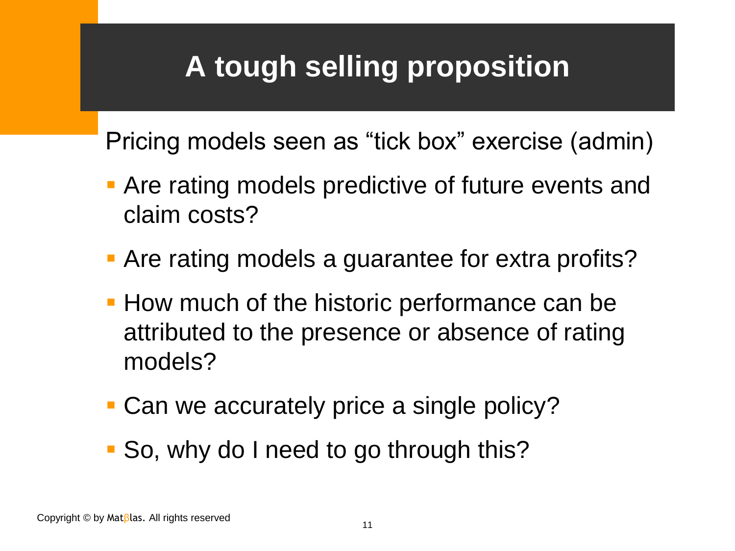# A tough selling proposition

Pricing models seen as “tick box” exercise (admin)

- Are rating models predictive of future events and claim costs?
- Are rating models a guarantee for extra profits?
- How much of the historic performance can be attributed to the presence or absence of rating models?
- Can we accurately price a single policy?
- So, why do I need to go through this?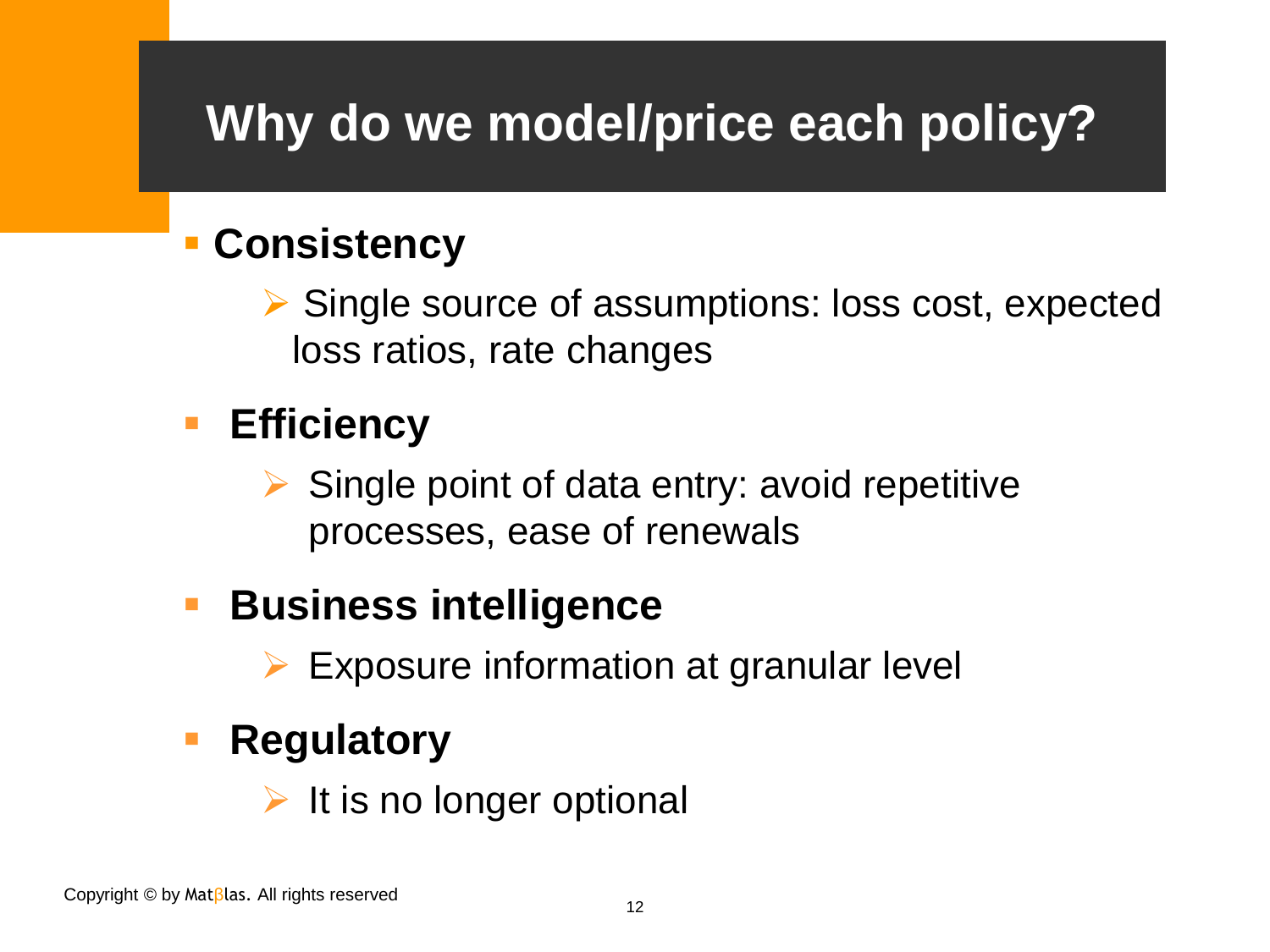# Why do we model/price each policy?

- **Consistency**
  - Single source of assumptions: loss cost, expected loss ratios, rate changes
- **Efficiency**
  - Single point of data entry: avoid repetitive processes, ease of renewals
- **Business intelligence**
  - Exposure information at granular level
- **Regulatory**
  - It is no longer optional

Copyright © by Matβlas. All rights reserved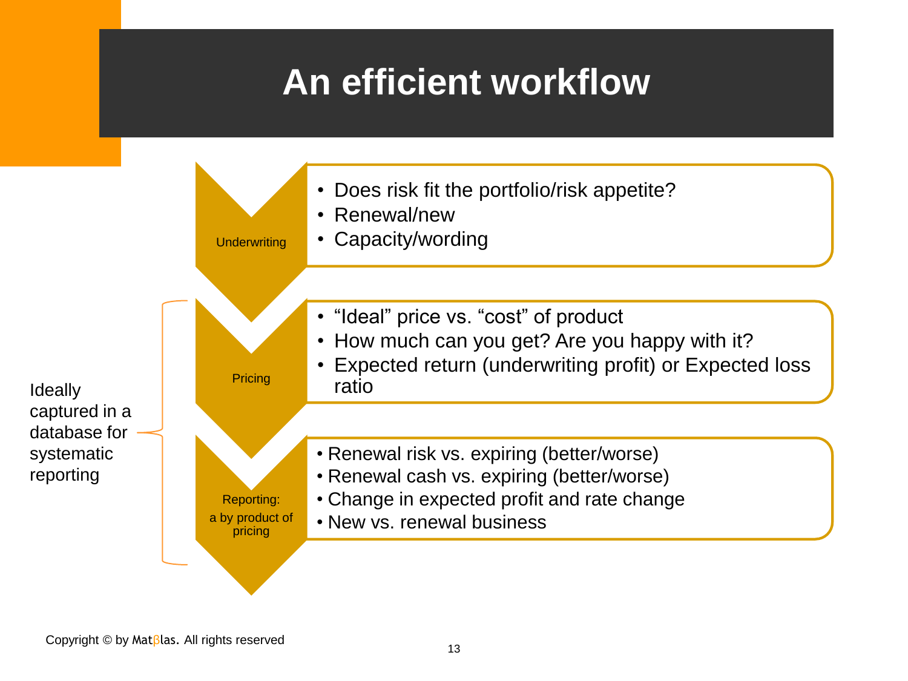# An efficient workflow

**Underwriting**

- Does risk fit the portfolio/risk appetite?
- Renewal/new
- Capacity/wording

**Pricing**

- "Ideal" price vs. "cost" of product
- How much can you get? Are you happy with it?
- Expected return (underwriting profit) or Expected loss ratio

**Reporting: a by product of pricing**

- Renewal risk vs. expiring (better/worse)
- Renewal cash vs. expiring (better/worse)
- Change in expected profit and rate change
- New vs. renewal business

Ideally captured in a database for systematic reporting

Copyright © by Matβlas. All rights reserved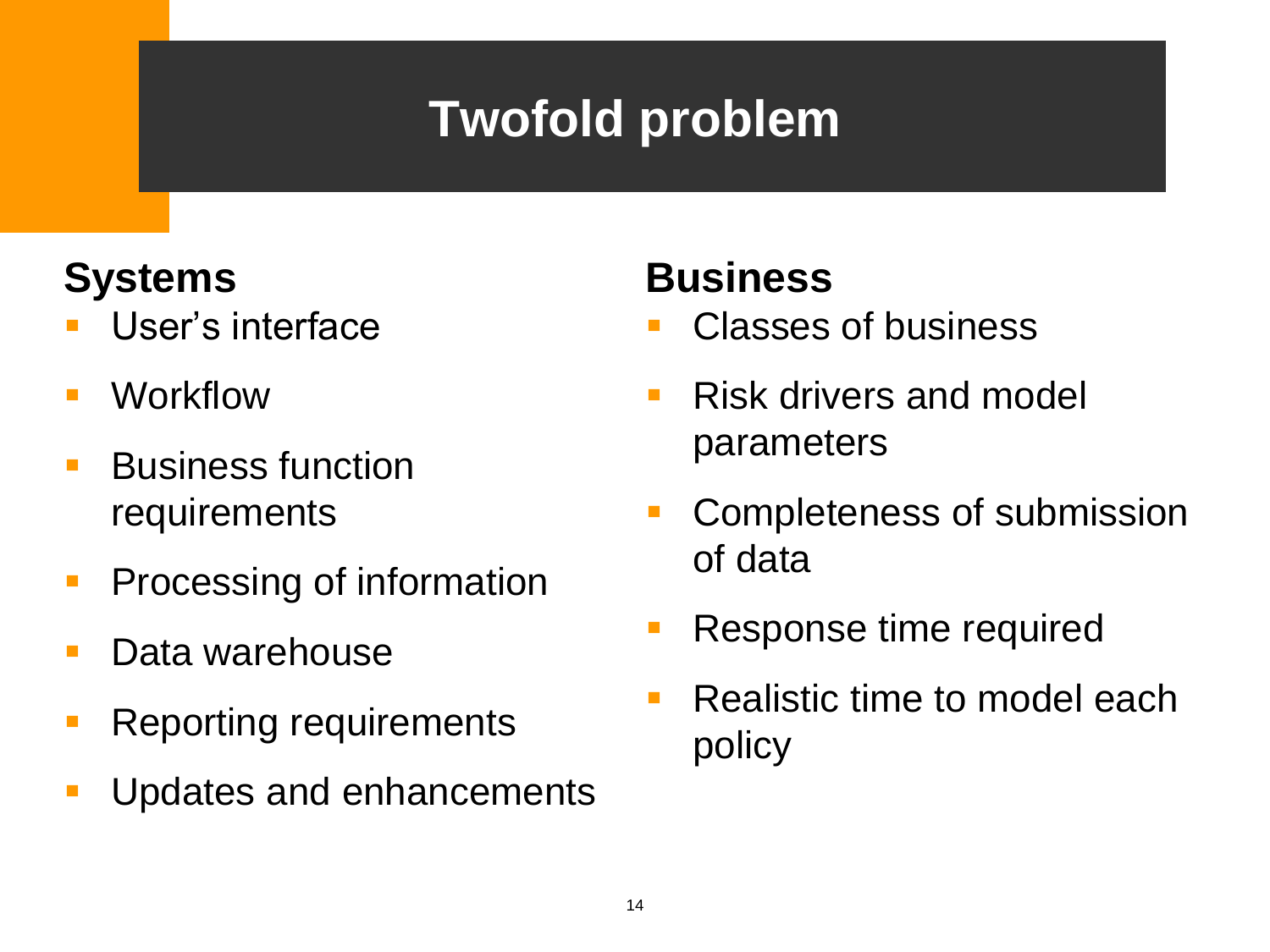# Twofold problem

## Systems

- User's interface
- Workflow
- Business function requirements
- Processing of information
- Data warehouse
- Reporting requirements
- Updates and enhancements

## Business

- Classes of business
- Risk drivers and model parameters
- Completeness of submission of data
- Response time required
- Realistic time to model each policy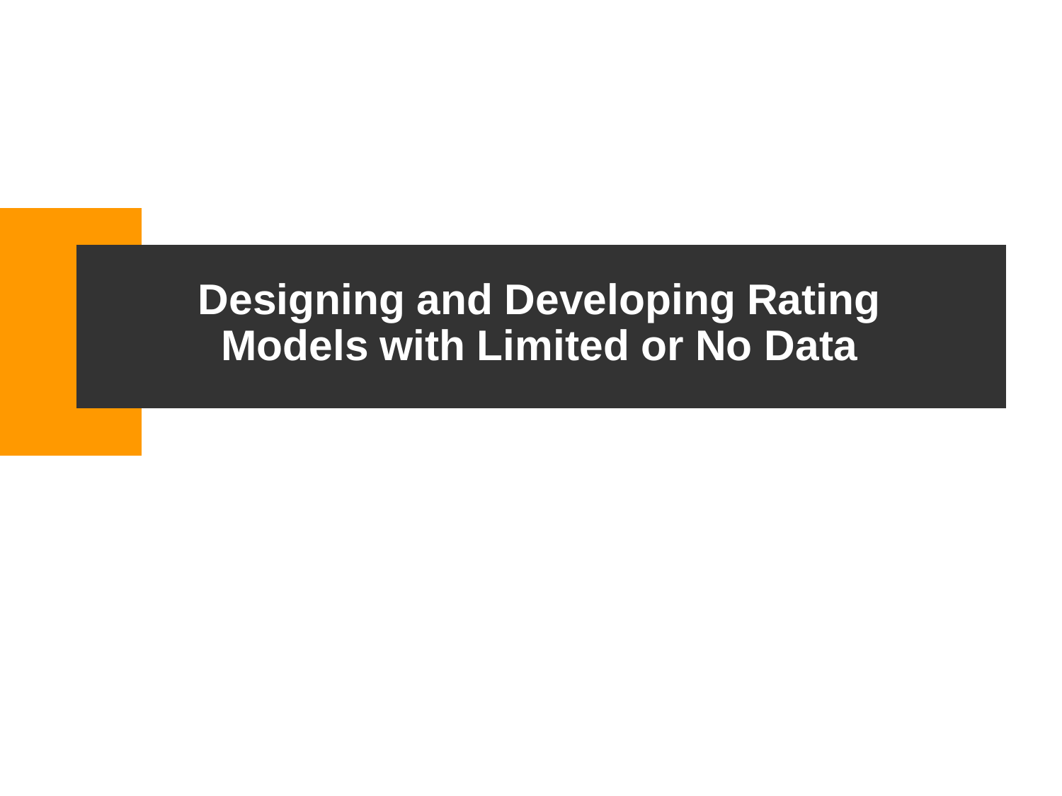# Designing and Developing Rating Models with Limited or No Data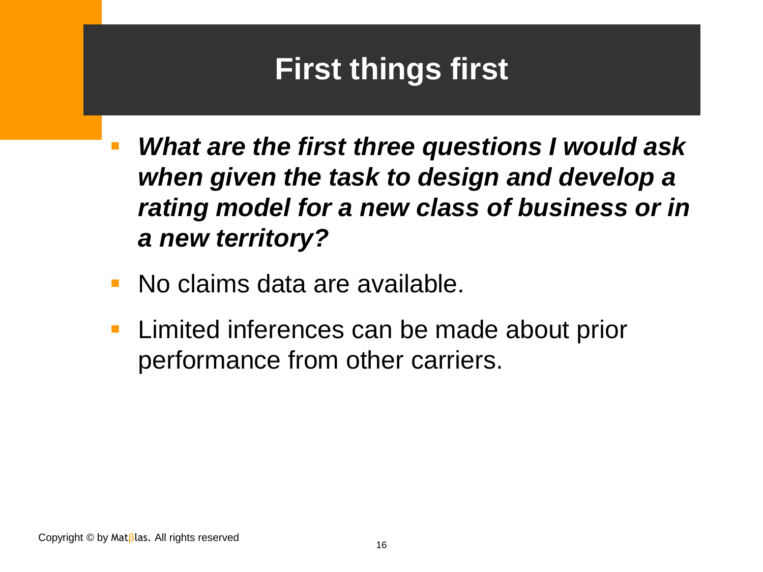# First things first

- ***What are the first three questions I would ask when given the task to design and develop a rating model for a new class of business or in a new territory?***
- No claims data are available.
- Limited inferences can be made about prior performance from other carriers.

Copyright © by Matβlas. All rights reserved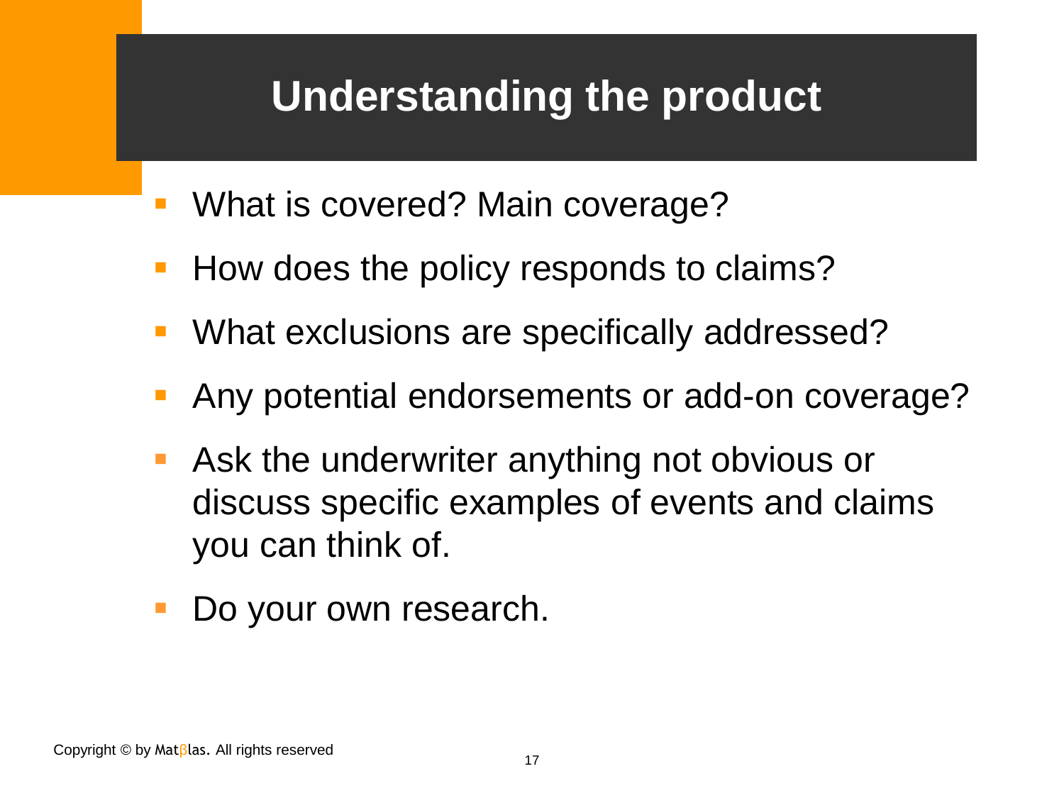# Understanding the product

- What is covered? Main coverage?
- How does the policy responds to claims?
- What exclusions are specifically addressed?
- Any potential endorsements or add-on coverage?
- Ask the underwriter anything not obvious or discuss specific examples of events and claims you can think of.
- Do your own research.

Copyright © by Matβlas. All rights reserved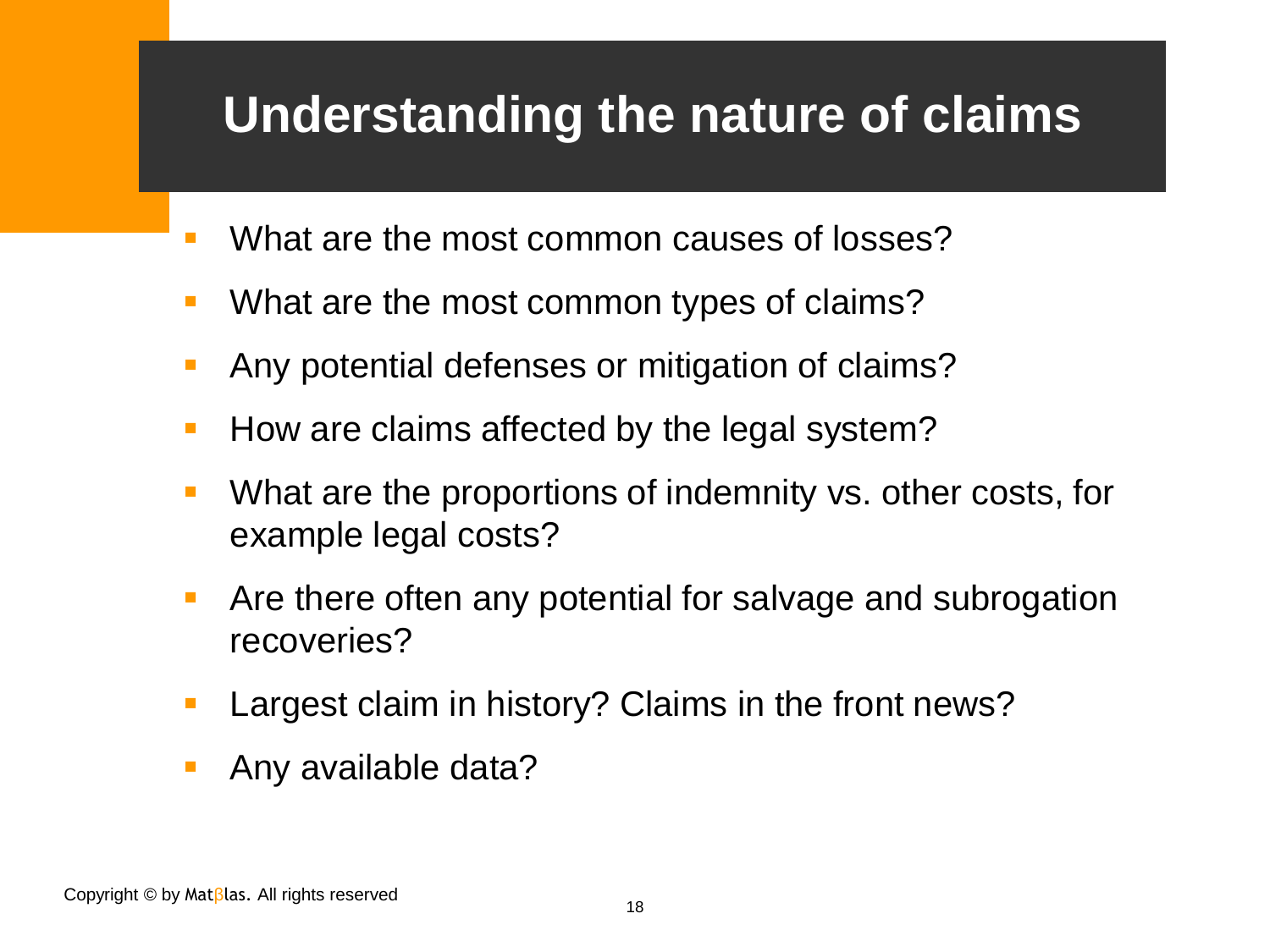# Understanding the nature of claims

- What are the most common causes of losses?
- What are the most common types of claims?
- Any potential defenses or mitigation of claims?
- How are claims affected by the legal system?
- What are the proportions of indemnity vs. other costs, for example legal costs?
- Are there often any potential for salvage and subrogation recoveries?
- Largest claim in history? Claims in the front news?
- Any available data?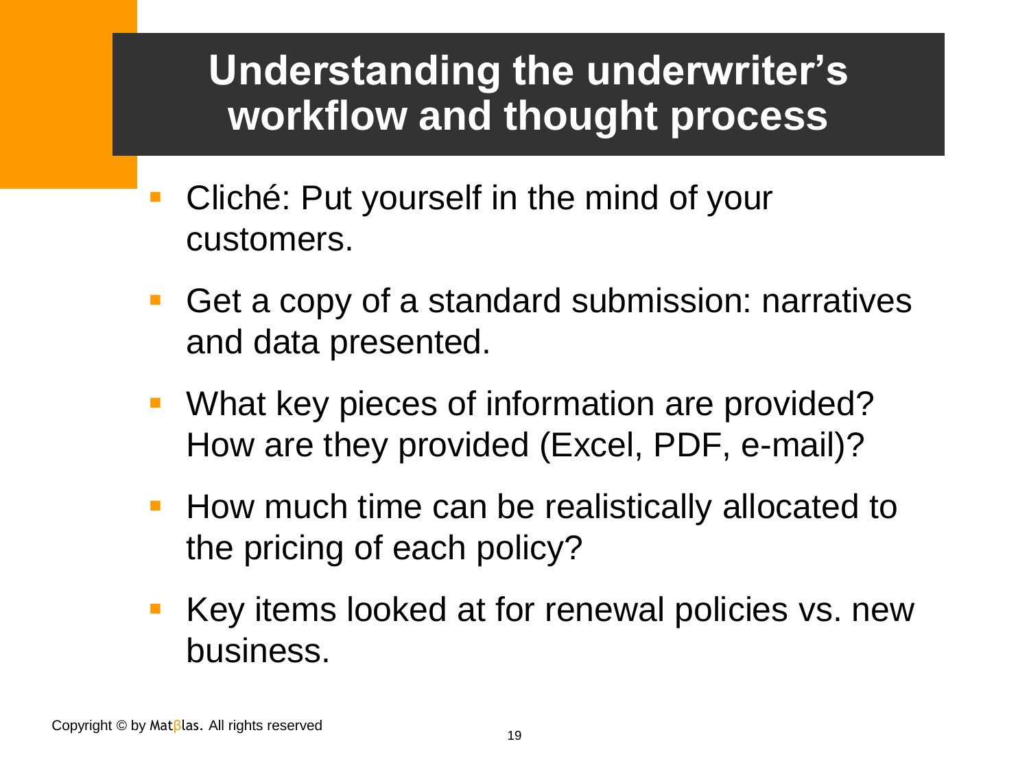# Understanding the underwriter's workflow and thought process

- Cliché: Put yourself in the mind of your customers.
- Get a copy of a standard submission: narratives and data presented.
- What key pieces of information are provided? How are they provided (Excel, PDF, e-mail)?
- How much time can be realistically allocated to the pricing of each policy?
- Key items looked at for renewal policies vs. new business.

Copyright © by Matβlas. All rights reserved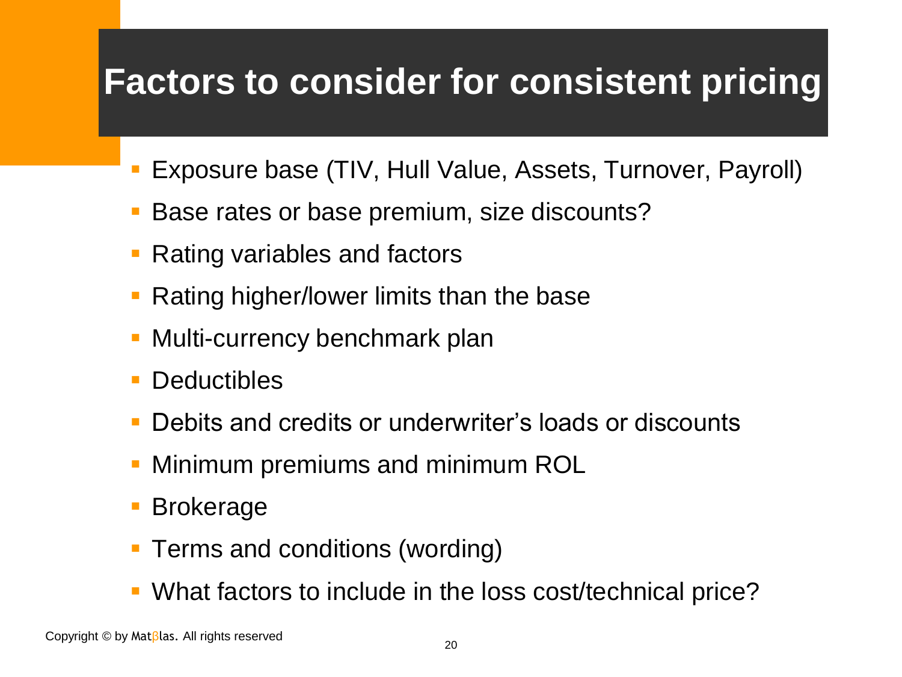# Factors to consider for consistent pricing

- Exposure base (TIV, Hull Value, Assets, Turnover, Payroll)
- Base rates or base premium, size discounts?
- Rating variables and factors
- Rating higher/lower limits than the base
- Multi-currency benchmark plan
- Deductibles
- Debits and credits or underwriter's loads or discounts
- Minimum premiums and minimum ROL
- Brokerage
- Terms and conditions (wording)
- What factors to include in the loss cost/technical price?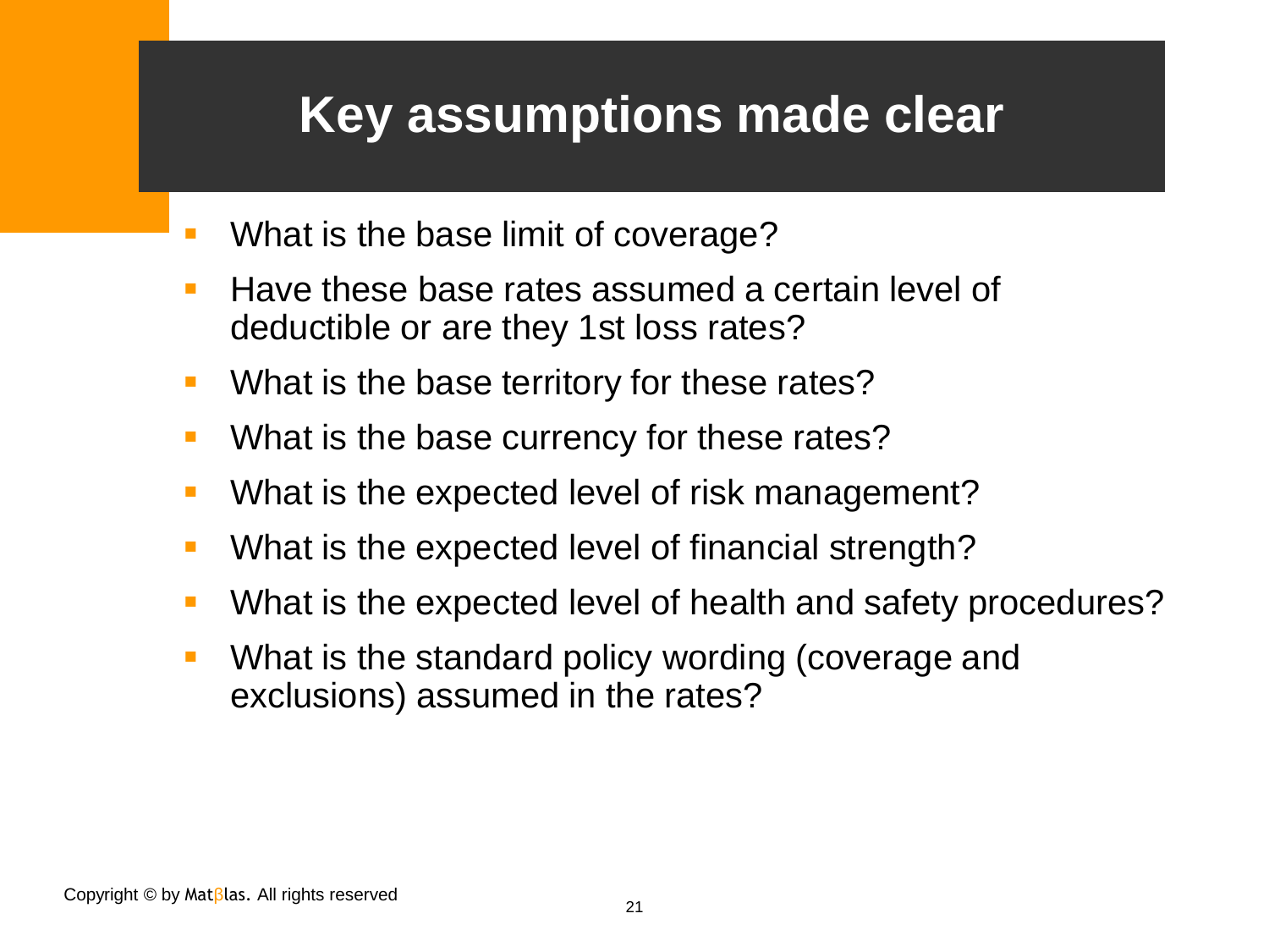# Key assumptions made clear

- What is the base limit of coverage?
- Have these base rates assumed a certain level of deductible or are they 1st loss rates?
- What is the base territory for these rates?
- What is the base currency for these rates?
- What is the expected level of risk management?
- What is the expected level of financial strength?
- What is the expected level of health and safety procedures?
- What is the standard policy wording (coverage and exclusions) assumed in the rates?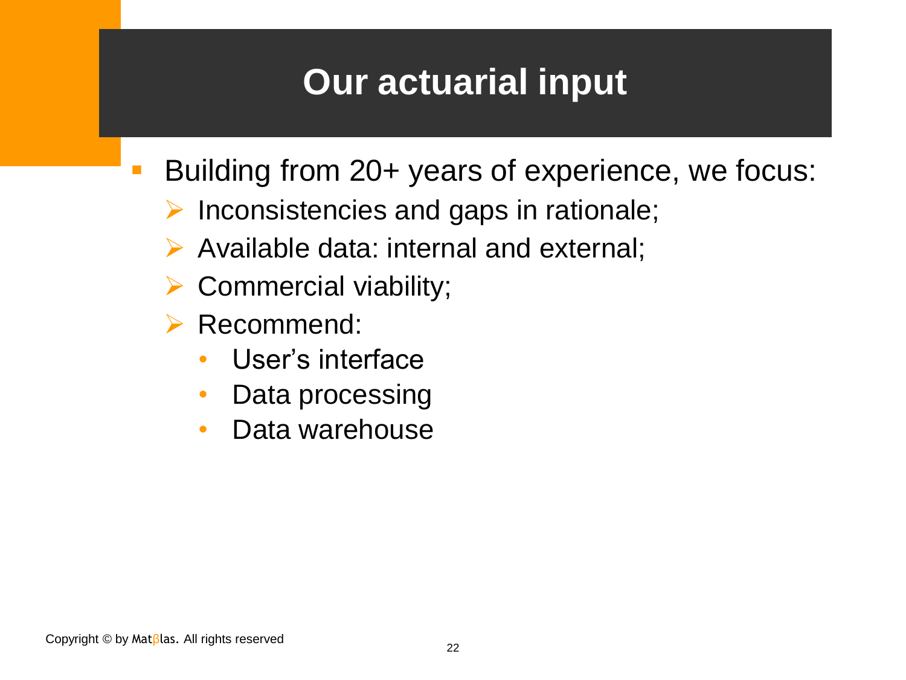# Our actuarial input

- Building from 20+ years of experience, we focus:
  - Inconsistencies and gaps in rationale;
  - Available data: internal and external;
  - Commercial viability;
  - Recommend:
    - User's interface
    - Data processing
    - Data warehouse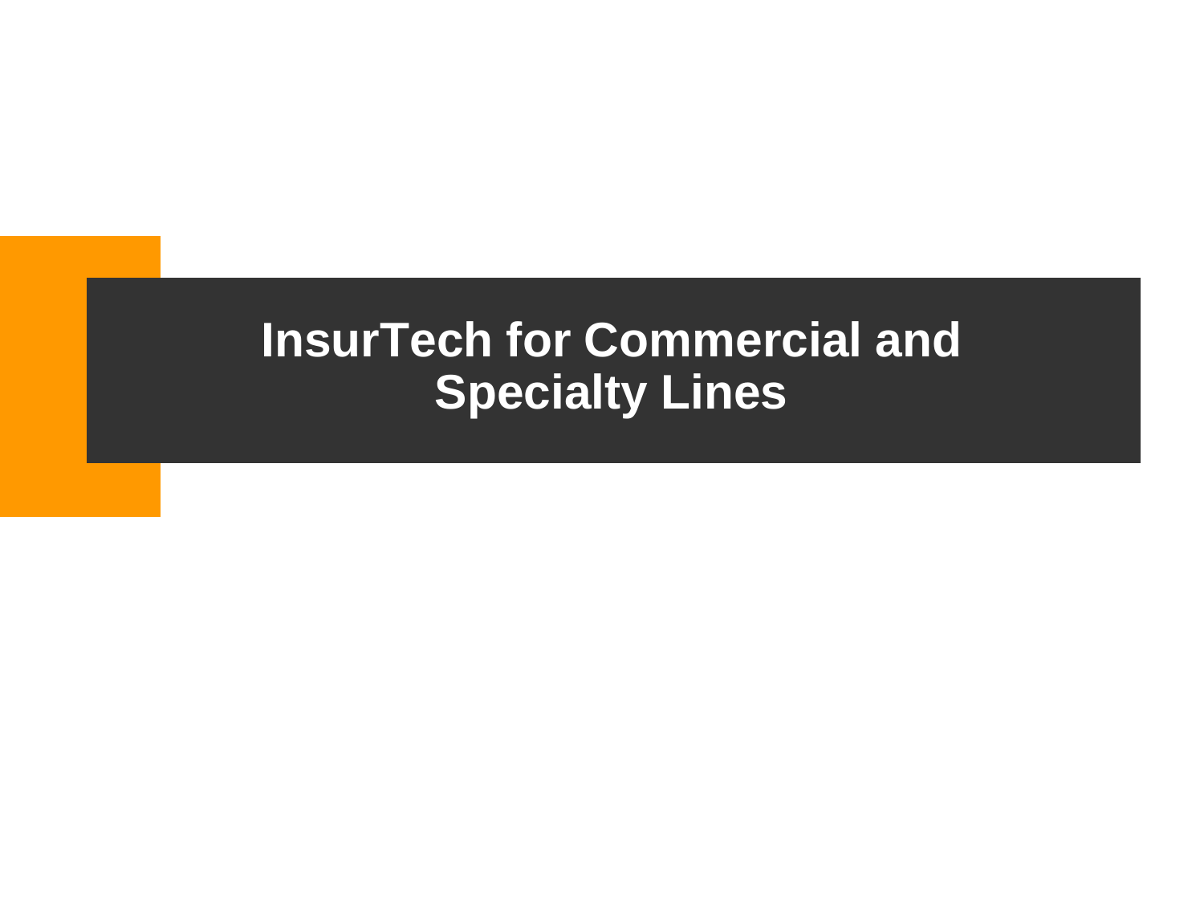# InsurTech for Commercial and Specialty Lines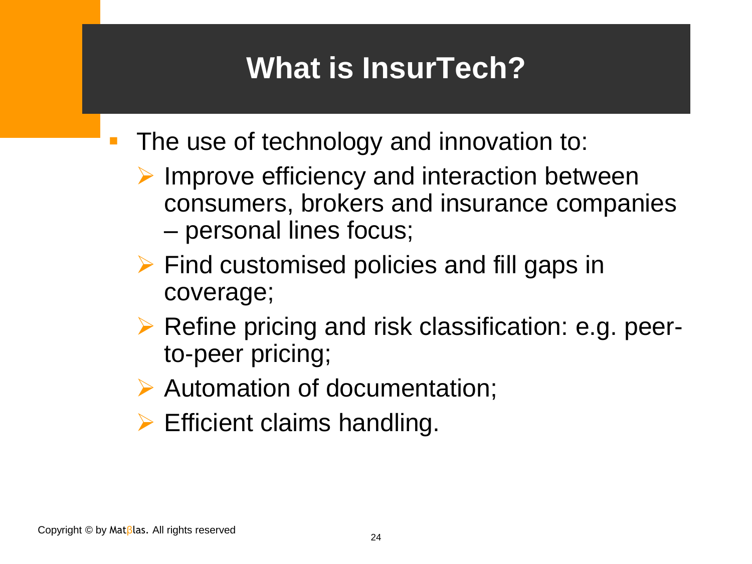# What is InsurTech?

- The use of technology and innovation to:
  - Improve efficiency and interaction between consumers, brokers and insurance companies – personal lines focus;
  - Find customised policies and fill gaps in coverage;
  - Refine pricing and risk classification: e.g. peer-to-peer pricing;
  - Automation of documentation;
  - Efficient claims handling.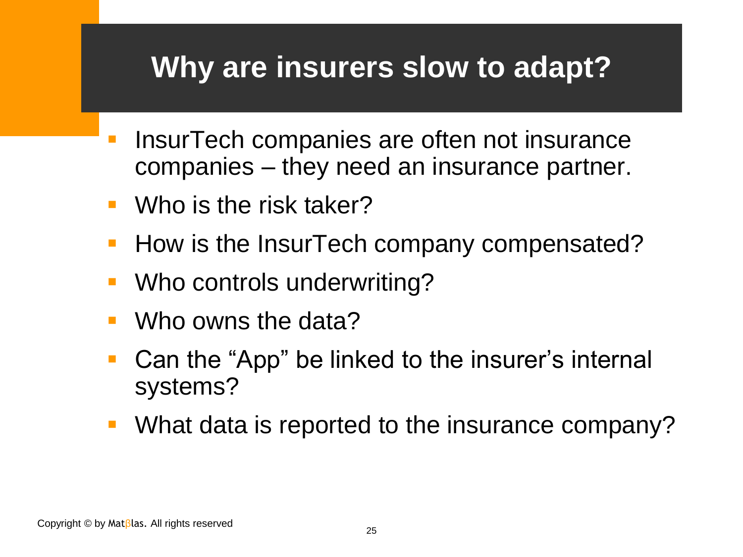# Why are insurers slow to adapt?

- InsurTech companies are often not insurance companies – they need an insurance partner.
- Who is the risk taker?
- How is the InsurTech company compensated?
- Who controls underwriting?
- Who owns the data?
- Can the "App" be linked to the insurer's internal systems?
- What data is reported to the insurance company?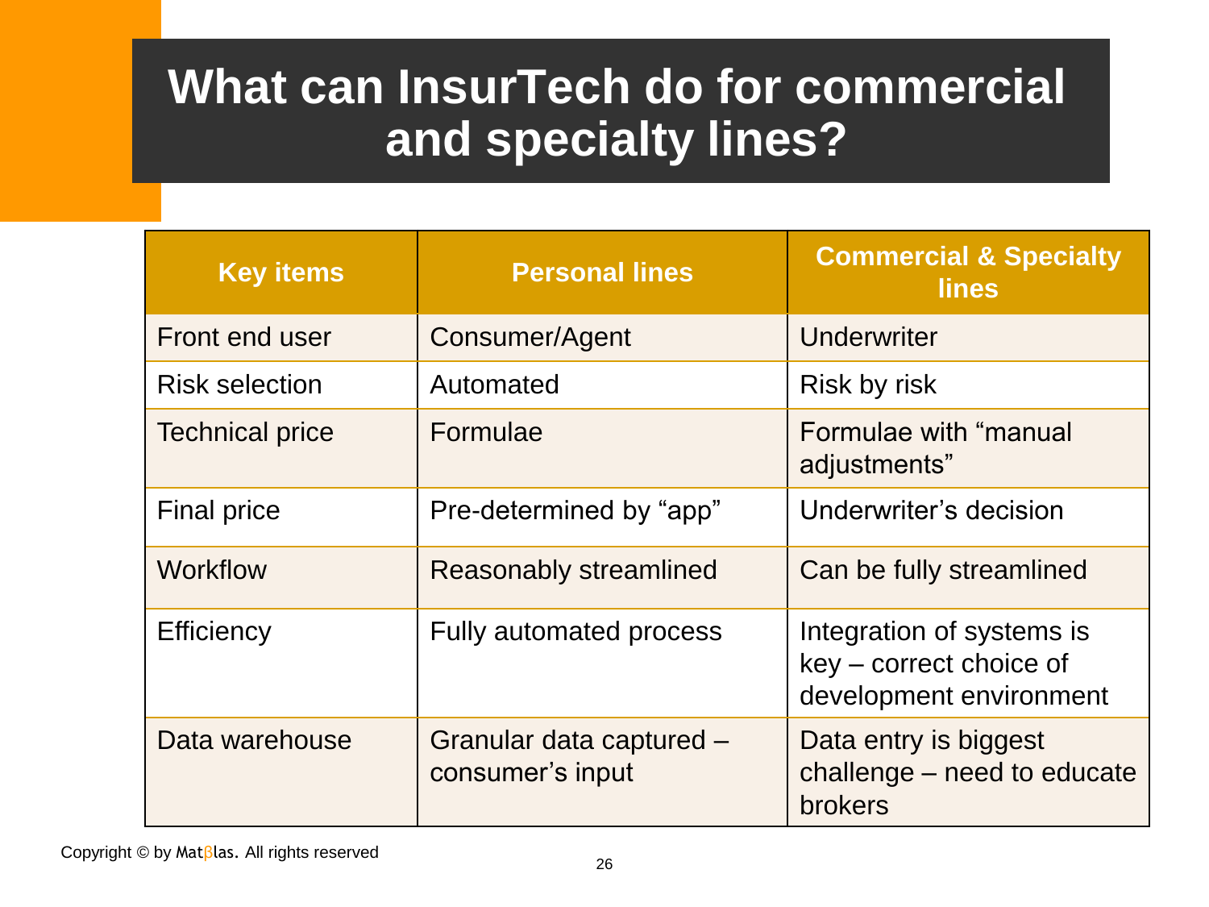# What can InsurTech do for commercial and specialty lines?

| Key items | Personal lines | Commercial & Specialty lines |
|---|---|---|
| Front end user | Consumer/Agent | Underwriter |
| Risk selection | Automated | Risk by risk |
| Technical price | Formulae | Formulae with "manual adjustments" |
| Final price | Pre-determined by "app" | Underwriter's decision |
| Workflow | Reasonably streamlined | Can be fully streamlined |
| Efficiency | Fully automated process | Integration of systems is key – correct choice of development environment |
| Data warehouse | Granular data captured – consumer's input | Data entry is biggest challenge – need to educate brokers |

Copyright © by Matβlas. All rights reserved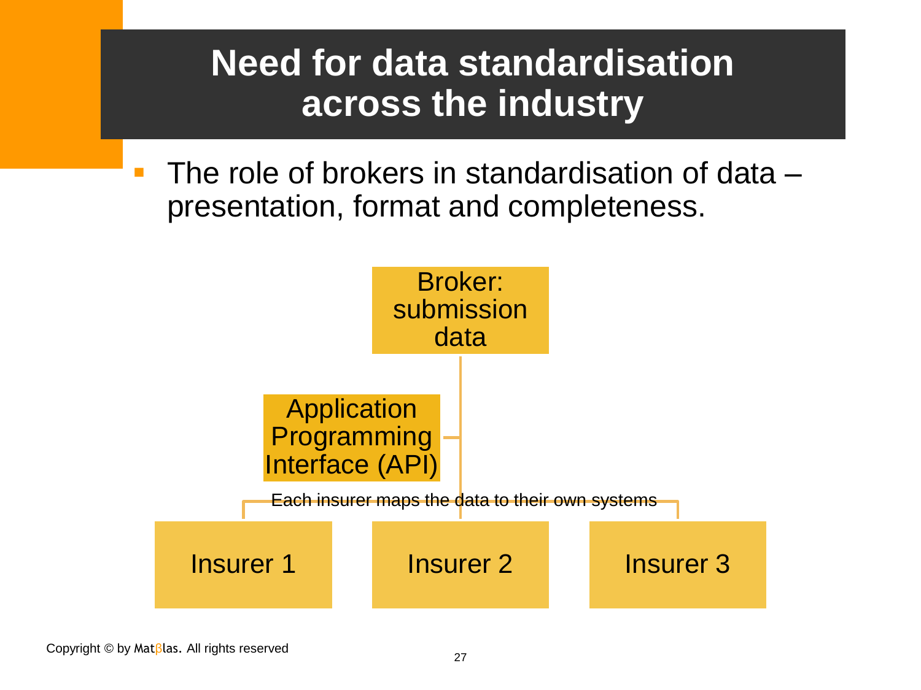# Need for data standardisation across the industry

- The role of brokers in standardisation of data – presentation, format and completeness.

Broker: submission data

Application Programming Interface (API)

Each insurer maps the data to their own systems

Insurer 1

Insurer 2

Insurer 3

Copyright © by Matβlas. All rights reserved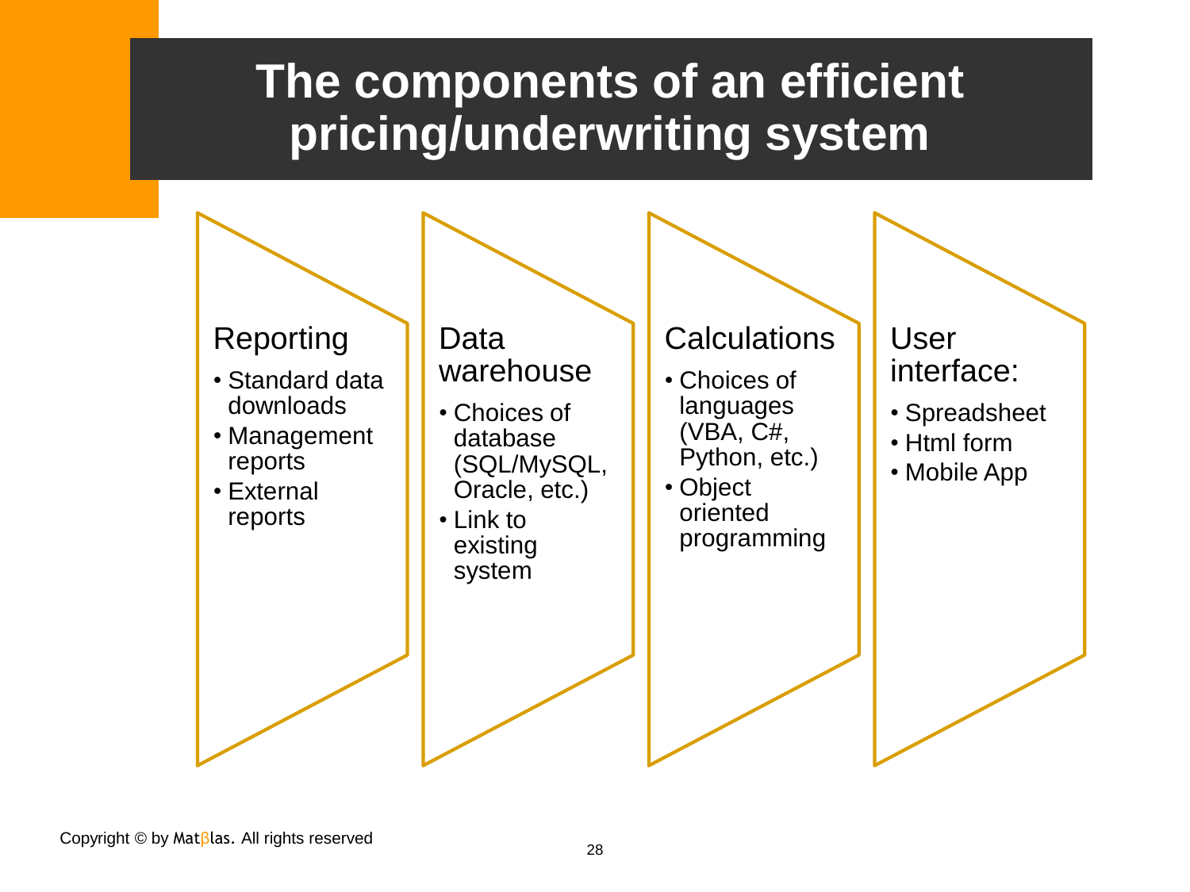# The components of an efficient pricing/underwriting system

### Reporting

- Standard data downloads
- Management reports
- External reports

### Data warehouse

- Choices of database (SQL/MySQL, Oracle, etc.)
- Link to existing system

### Calculations

- Choices of languages (VBA, C#, Python, etc.)
- Object oriented programming

### User interface:

- Spreadsheet
- Html form
- Mobile App

Copyright © by Matβlas. All rights reserved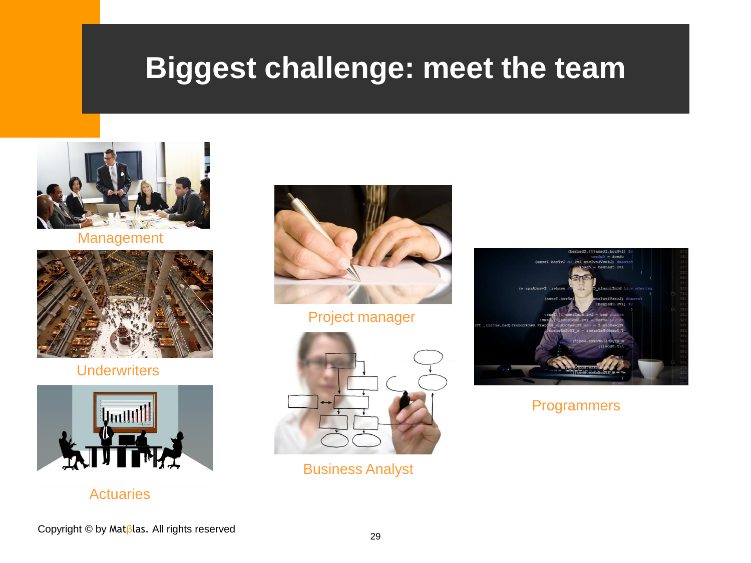# Biggest challenge: meet the team

Management

Underwriters

Actuaries

Project manager

Business Analyst

Programmers

Copyright © by Matβlas. All rights reserved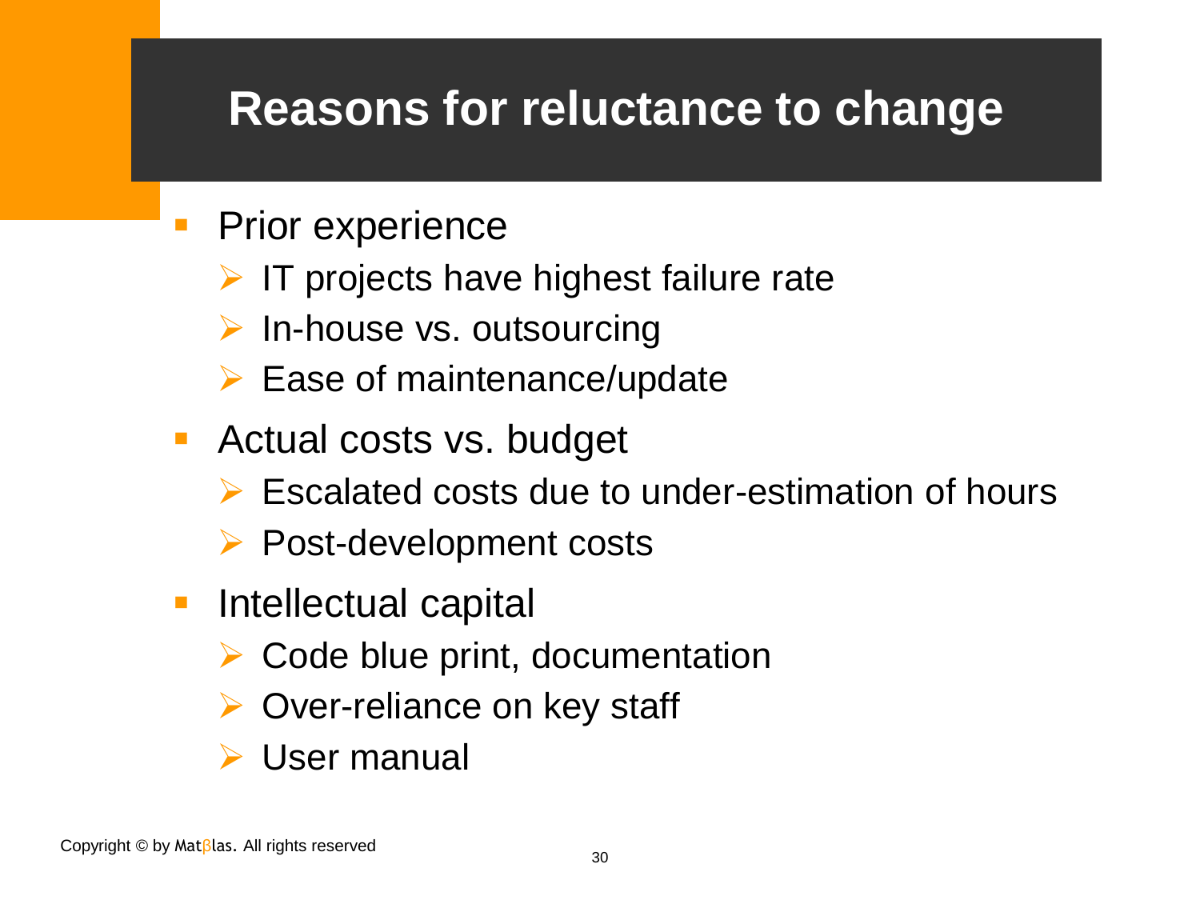# Reasons for reluctance to change

- Prior experience
  - IT projects have highest failure rate
  - In-house vs. outsourcing
  - Ease of maintenance/update
- Actual costs vs. budget
  - Escalated costs due to under-estimation of hours
  - Post-development costs
- Intellectual capital
  - Code blue print, documentation
  - Over-reliance on key staff
  - User manual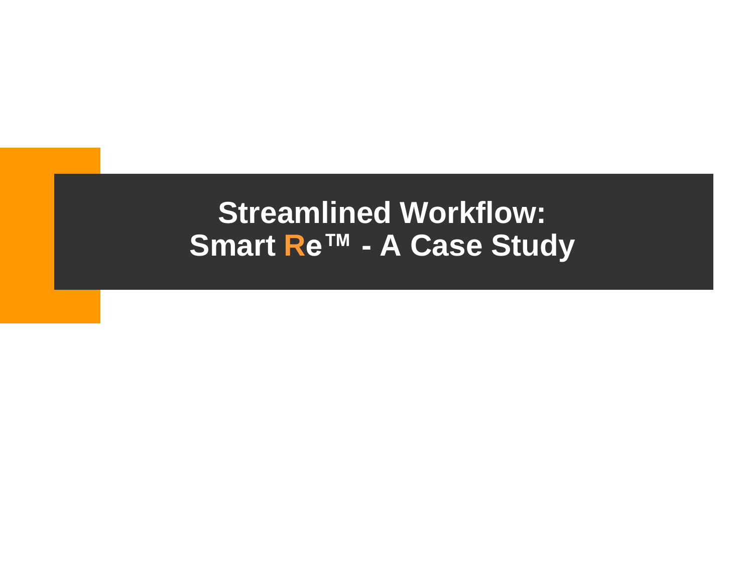# Streamlined Workflow:
# Smart Re™ - A Case Study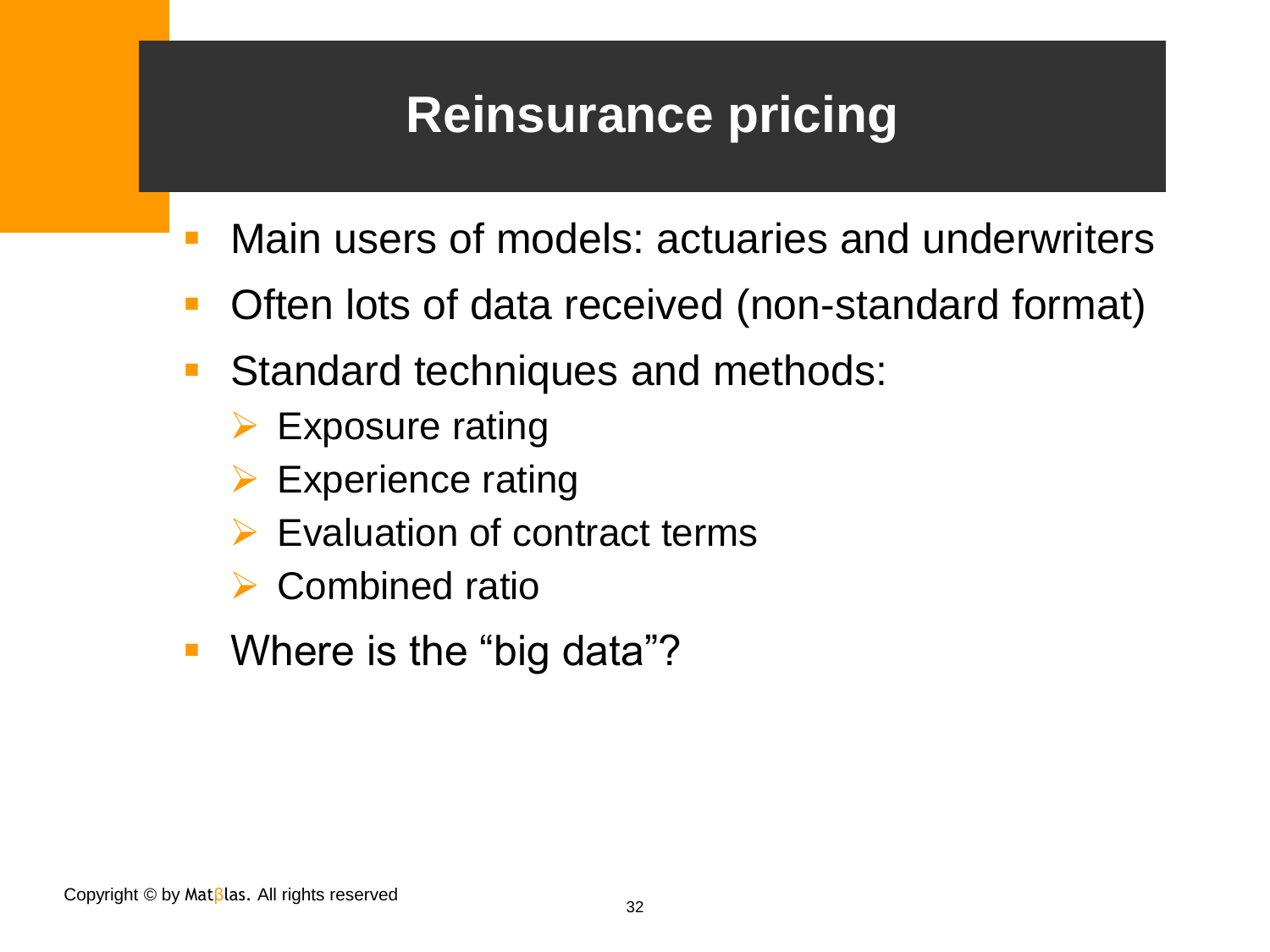# Reinsurance pricing

- Main users of models: actuaries and underwriters
- Often lots of data received (non-standard format)
- Standard techniques and methods:
  - Exposure rating
  - Experience rating
  - Evaluation of contract terms
  - Combined ratio
- Where is the “big data”?

Copyright © by Matβlas. All rights reserved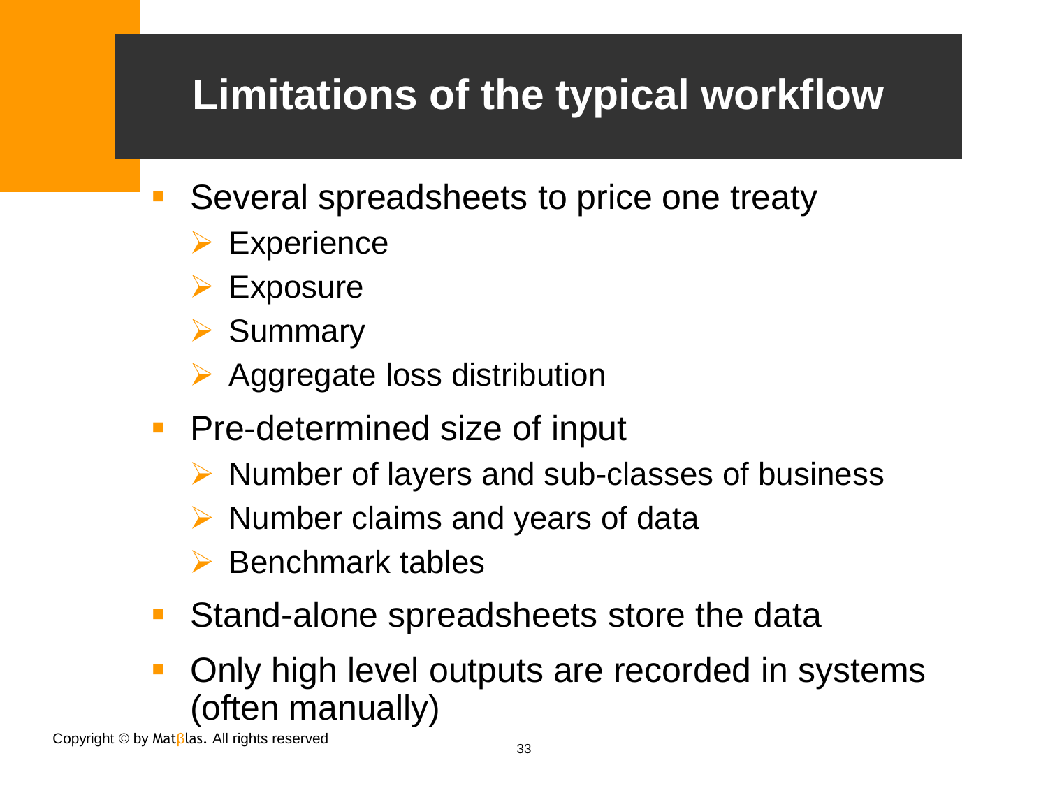# Limitations of the typical workflow

- Several spreadsheets to price one treaty
  - Experience
  - Exposure
  - Summary
  - Aggregate loss distribution
- Pre-determined size of input
  - Number of layers and sub-classes of business
  - Number claims and years of data
  - Benchmark tables
- Stand-alone spreadsheets store the data
- Only high level outputs are recorded in systems (often manually)

Copyright © by Matβlas. All rights reserved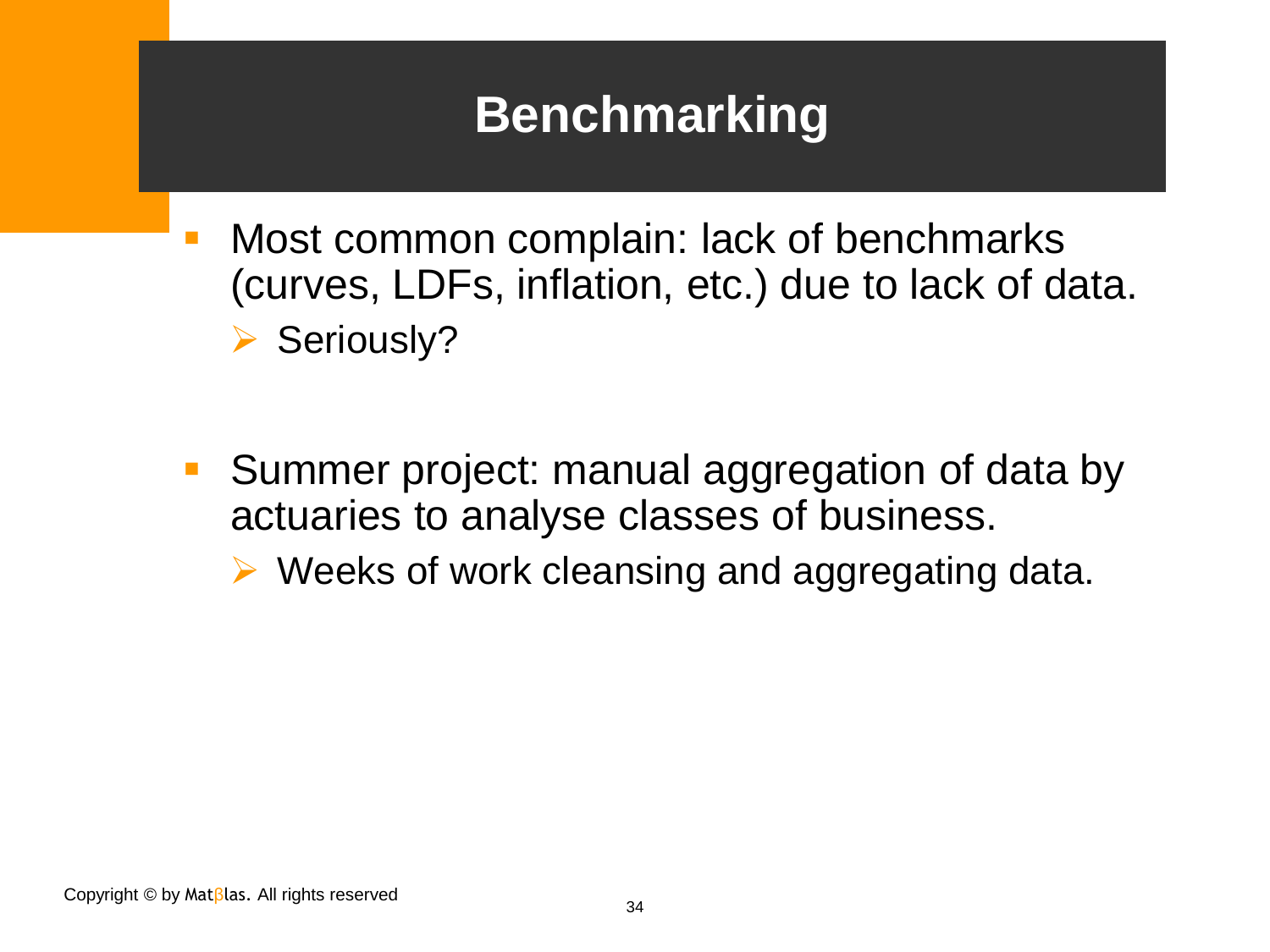# Benchmarking

- Most common complain: lack of benchmarks (curves, LDFs, inflation, etc.) due to lack of data.
  - Seriously?

- Summer project: manual aggregation of data by actuaries to analyse classes of business.
  - Weeks of work cleansing and aggregating data.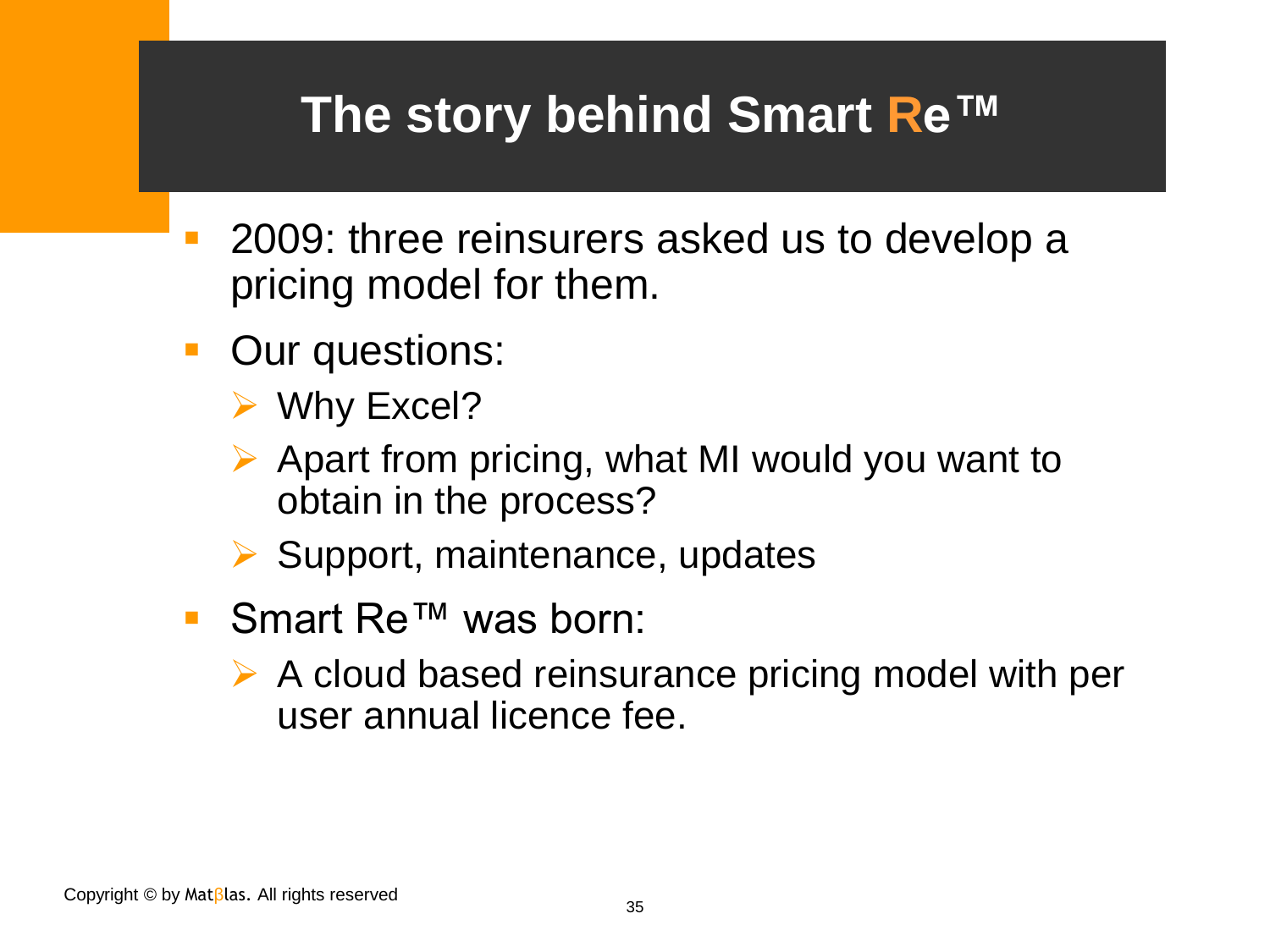# The story behind Smart Re™

- 2009: three reinsurers asked us to develop a pricing model for them.
- Our questions:
  - Why Excel?
  - Apart from pricing, what MI would you want to obtain in the process?
  - Support, maintenance, updates
- Smart Re™ was born:
  - A cloud based reinsurance pricing model with per user annual licence fee.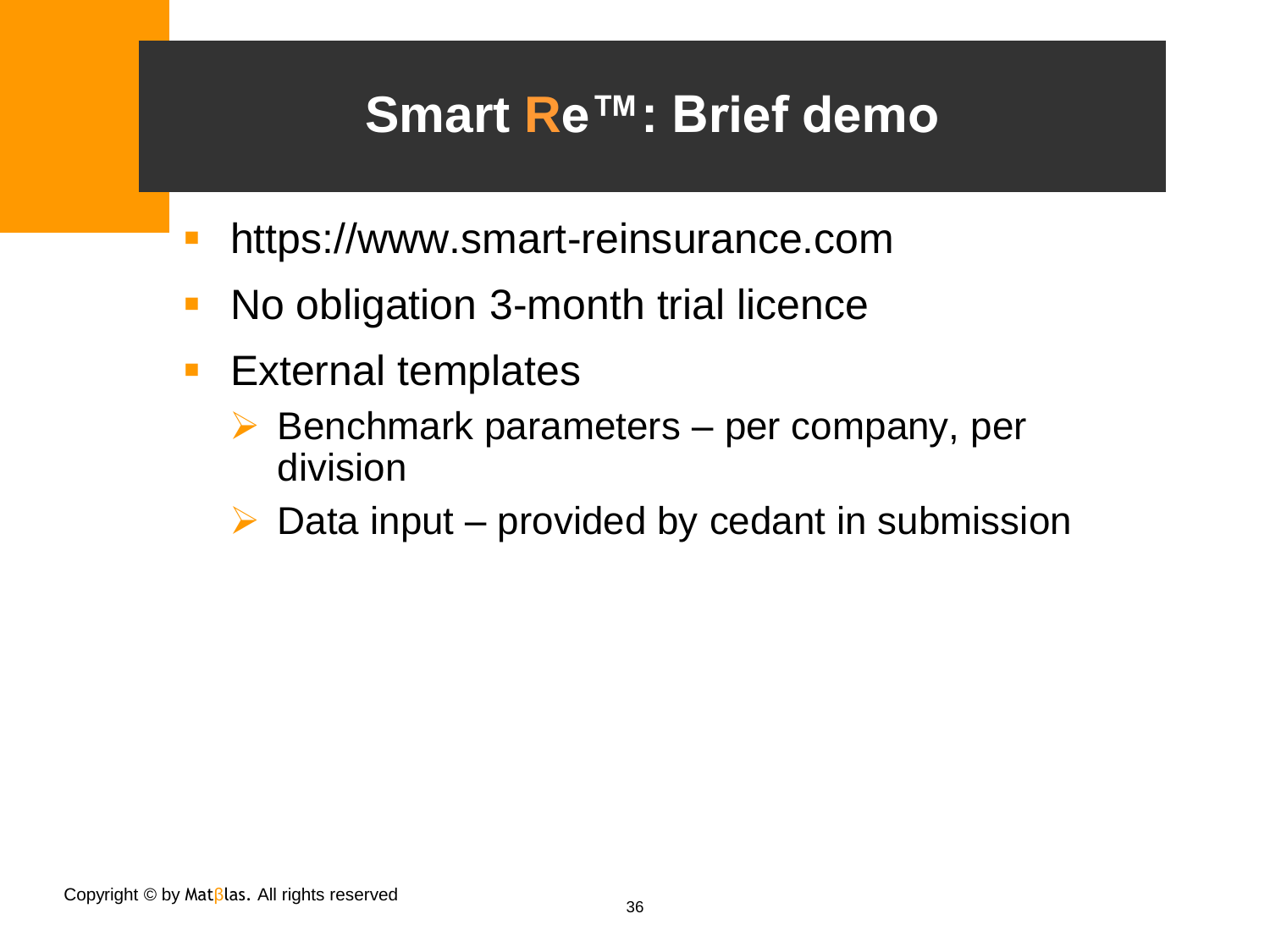# Smart Re™: Brief demo

- https://www.smart-reinsurance.com
- No obligation 3-month trial licence
- External templates
  - Benchmark parameters – per company, per division
  - Data input – provided by cedant in submission

Copyright © by Matβlas. All rights reserved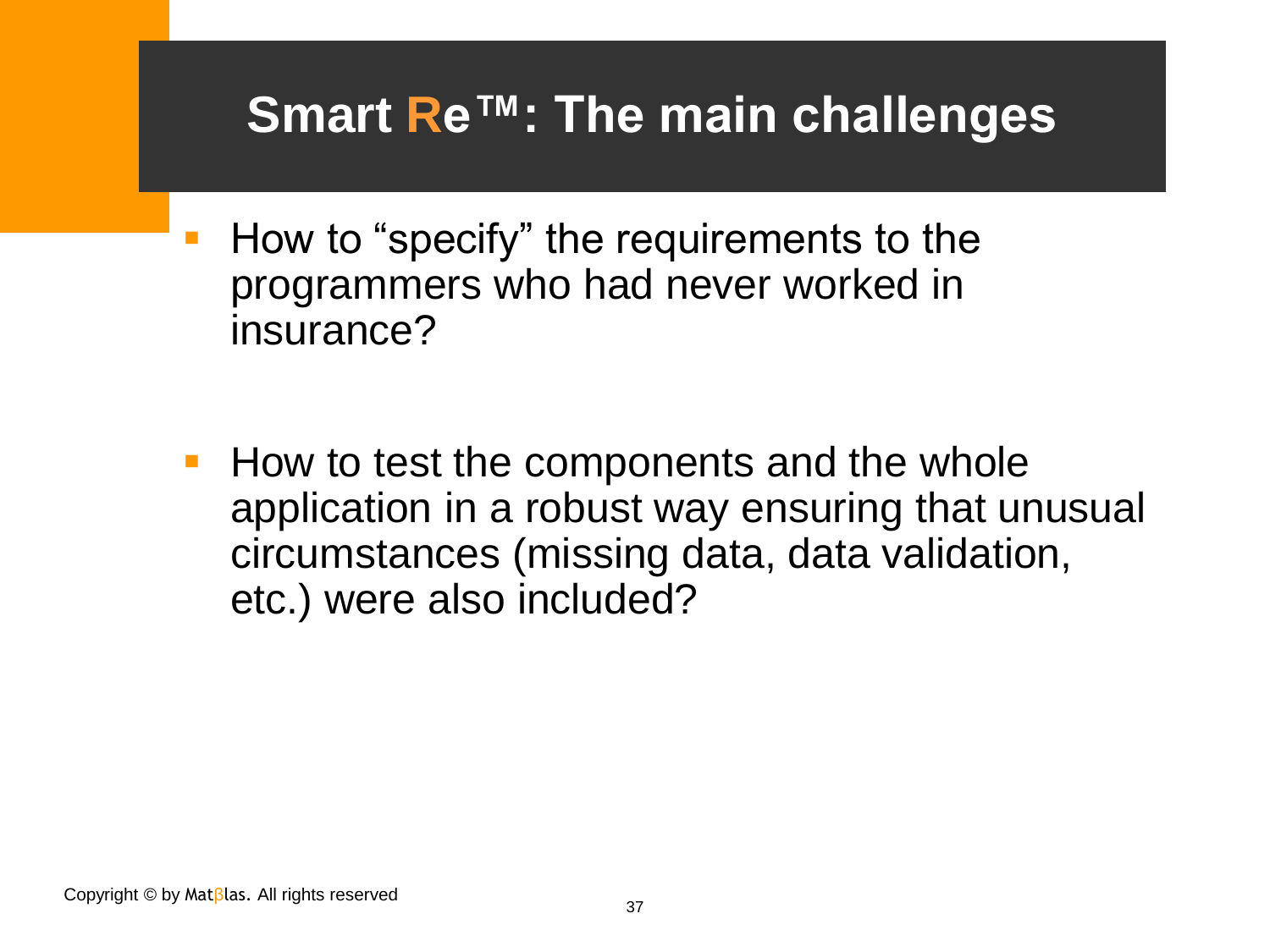# Smart Re™: The main challenges

- How to "specify" the requirements to the programmers who had never worked in insurance?

- How to test the components and the whole application in a robust way ensuring that unusual circumstances (missing data, data validation, etc.) were also included?

Copyright © by Matβlas. All rights reserved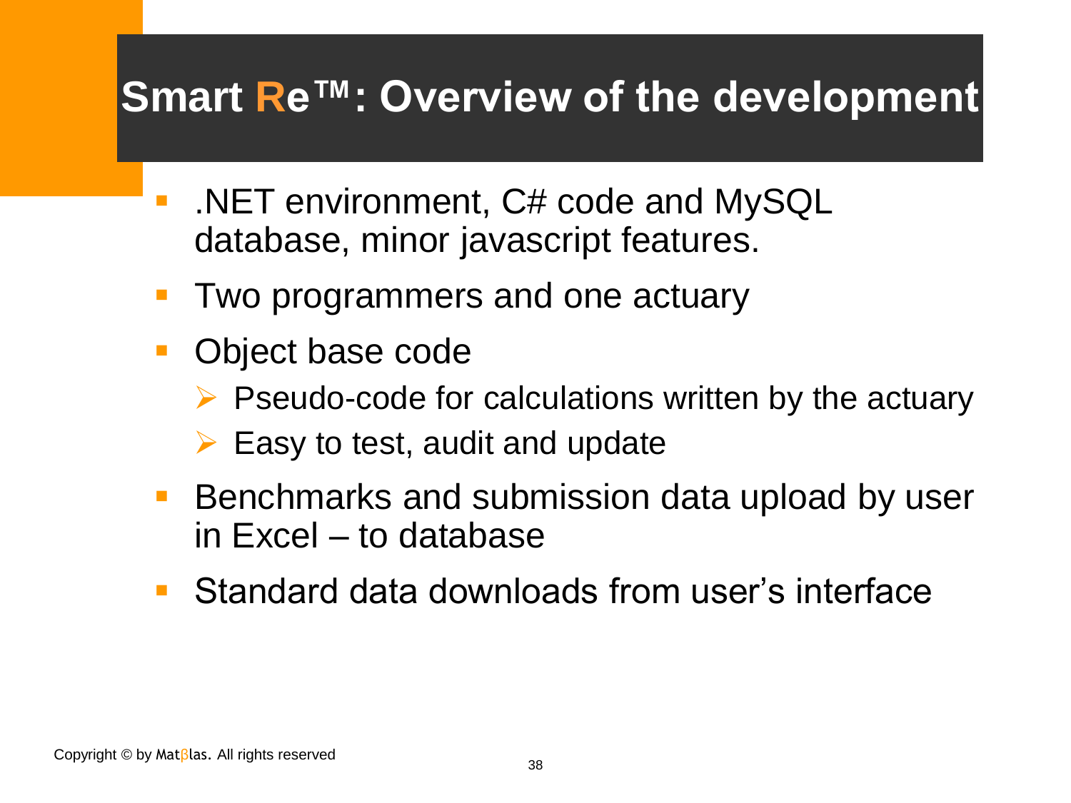# Smart Re™: Overview of the development

- .NET environment, C# code and MySQL database, minor javascript features.
- Two programmers and one actuary
- Object base code
  - Pseudo-code for calculations written by the actuary
  - Easy to test, audit and update
- Benchmarks and submission data upload by user in Excel – to database
- Standard data downloads from user's interface

Copyright © by Matβlas. All rights reserved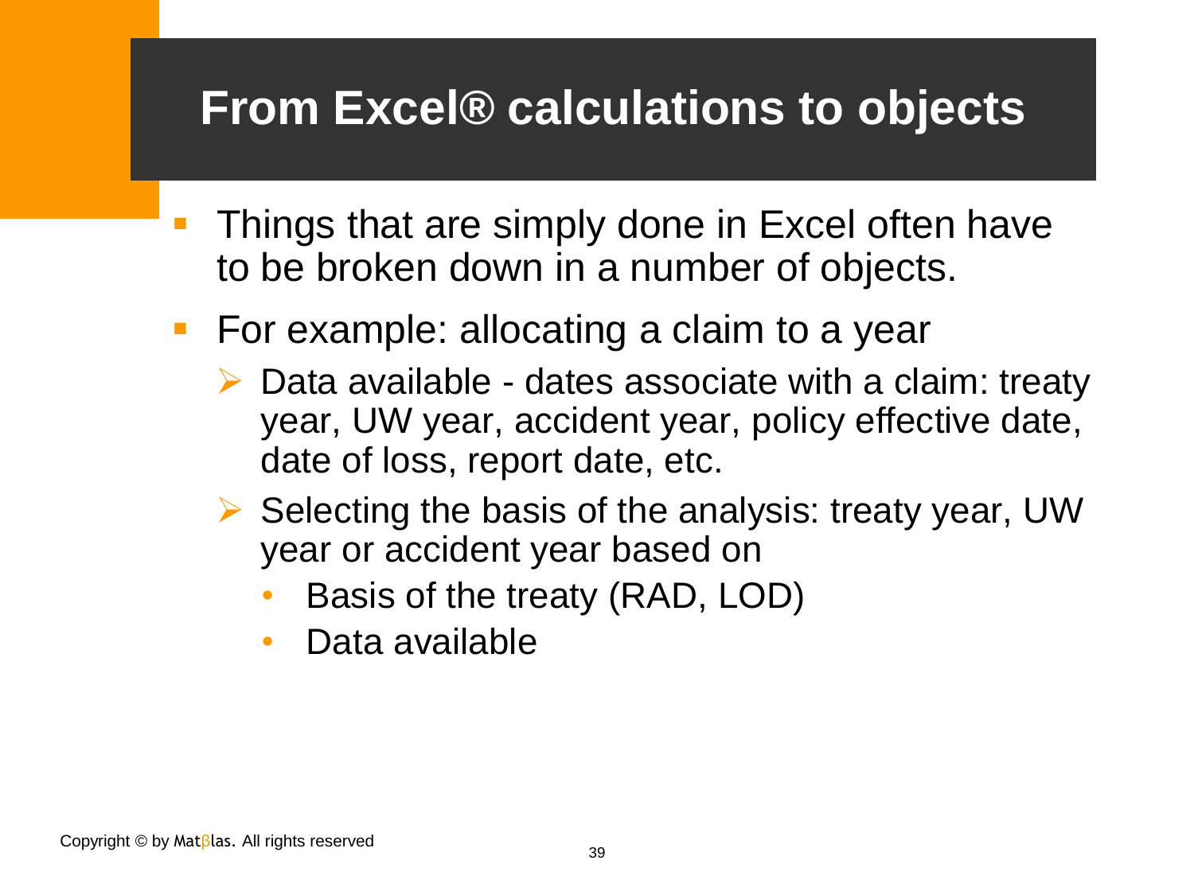# From Excel® calculations to objects

- Things that are simply done in Excel often have to be broken down in a number of objects.
- For example: allocating a claim to a year
  - Data available - dates associate with a claim: treaty year, UW year, accident year, policy effective date, date of loss, report date, etc.
  - Selecting the basis of the analysis: treaty year, UW year or accident year based on
    - Basis of the treaty (RAD, LOD)
    - Data available

Copyright © by Matβlas. All rights reserved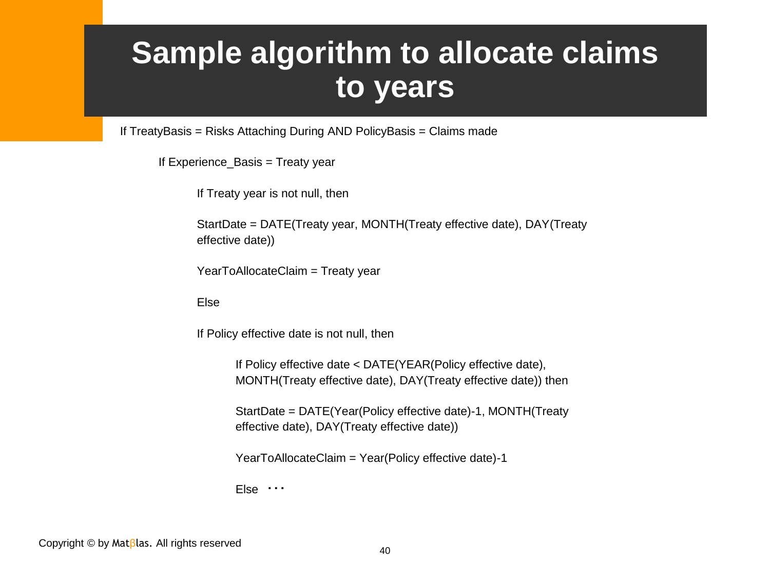# Sample algorithm to allocate claims to years

If TreatyBasis = Risks Attaching During AND PolicyBasis = Claims made

If Experience_Basis = Treaty year

If Treaty year is not null, then

StartDate = DATE(Treaty year, MONTH(Treaty effective date), DAY(Treaty effective date))

YearToAllocateClaim = Treaty year

Else

If Policy effective date is not null, then

If Policy effective date < DATE(YEAR(Policy effective date), MONTH(Treaty effective date), DAY(Treaty effective date)) then

StartDate = DATE(Year(Policy effective date)-1, MONTH(Treaty effective date), DAY(Treaty effective date))

YearToAllocateClaim = Year(Policy effective date)-1

Else ...

Copyright © by Matβlas. All rights reserved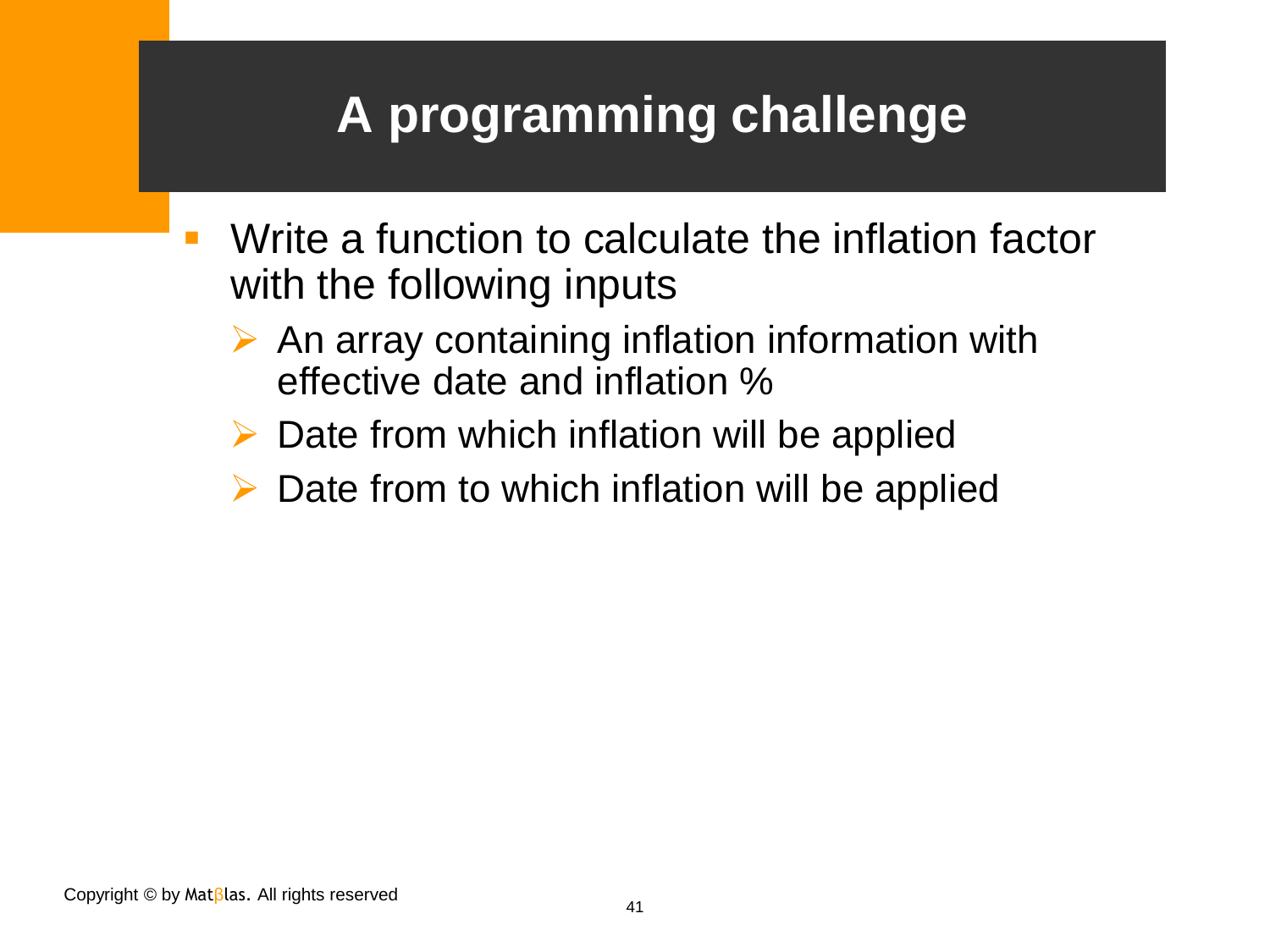# A programming challenge

- Write a function to calculate the inflation factor with the following inputs
  - An array containing inflation information with effective date and inflation %
  - Date from which inflation will be applied
  - Date from to which inflation will be applied

Copyright © by Matβlas. All rights reserved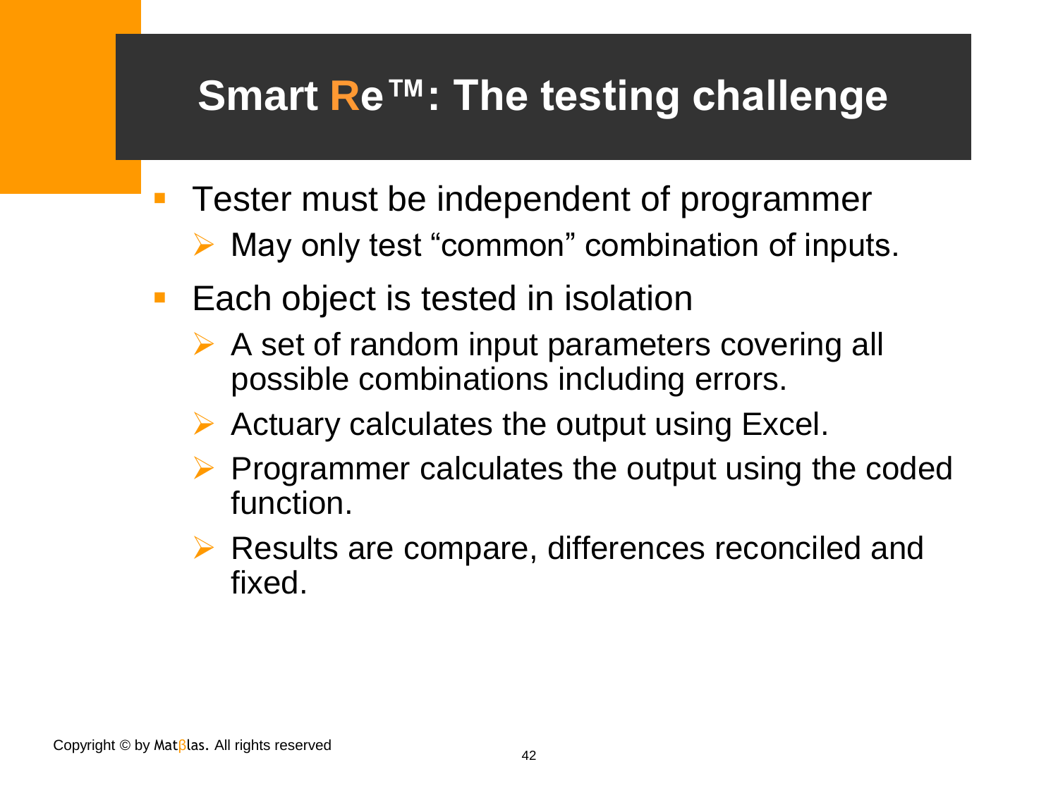# Smart Re™: The testing challenge

- Tester must be independent of programmer
  - May only test "common" combination of inputs.
- Each object is tested in isolation
  - A set of random input parameters covering all possible combinations including errors.
  - Actuary calculates the output using Excel.
  - Programmer calculates the output using the coded function.
  - Results are compare, differences reconciled and fixed.

Copyright © by Matβlas. All rights reserved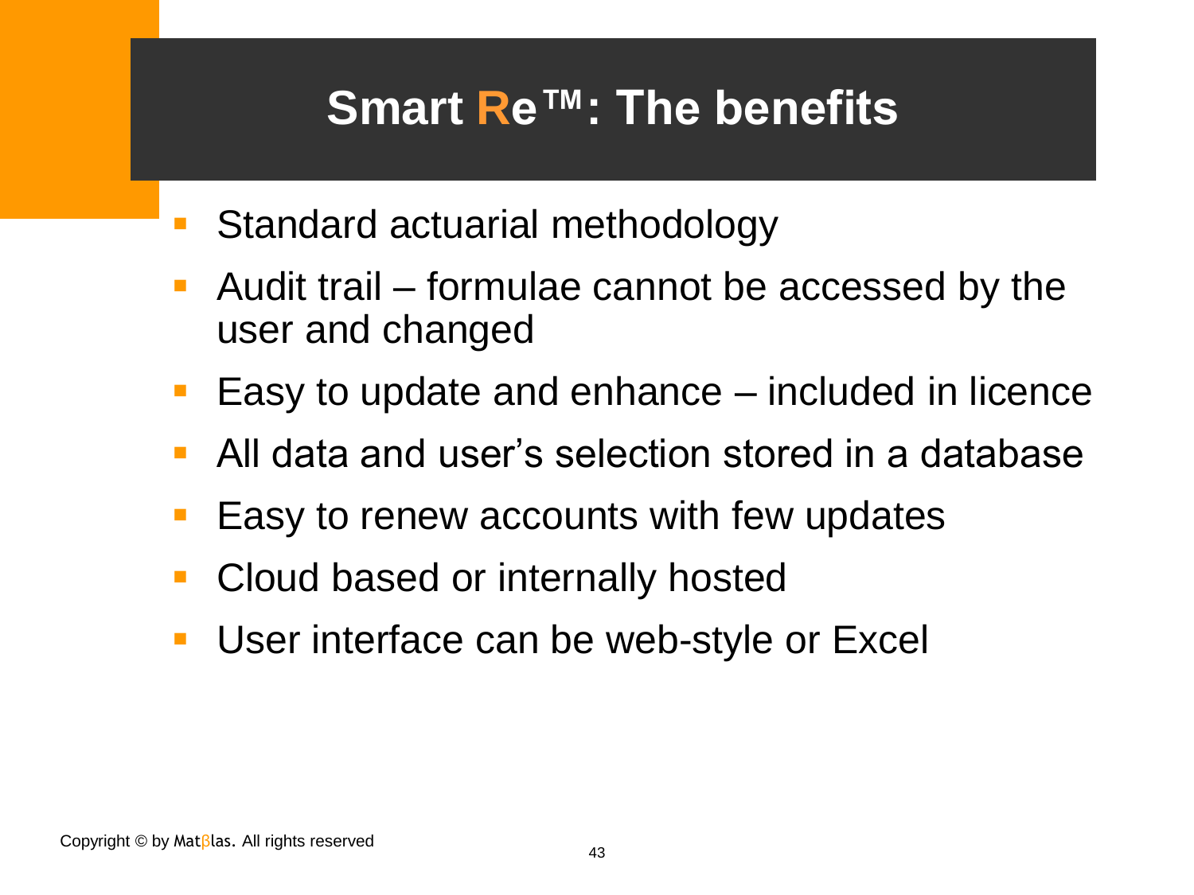# Smart Re™: The benefits

- Standard actuarial methodology
- Audit trail – formulae cannot be accessed by the user and changed
- Easy to update and enhance – included in licence
- All data and user's selection stored in a database
- Easy to renew accounts with few updates
- Cloud based or internally hosted
- User interface can be web-style or Excel

Copyright © by Matβlas. All rights reserved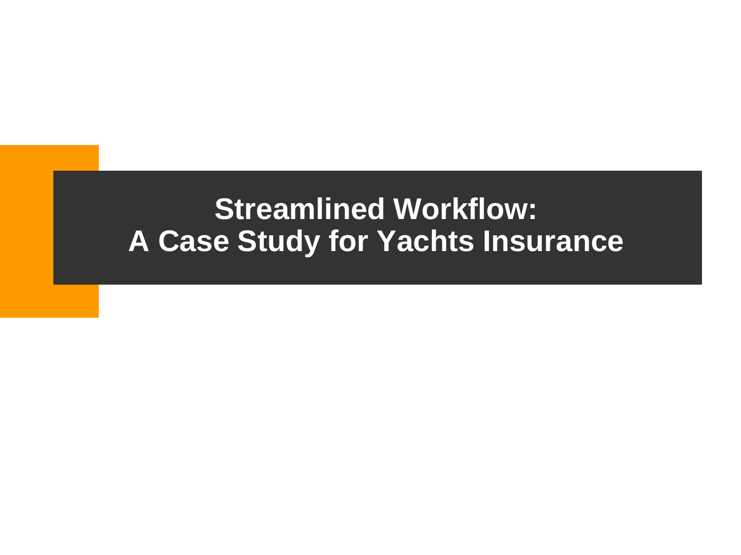# Streamlined Workflow:
# A Case Study for Yachts Insurance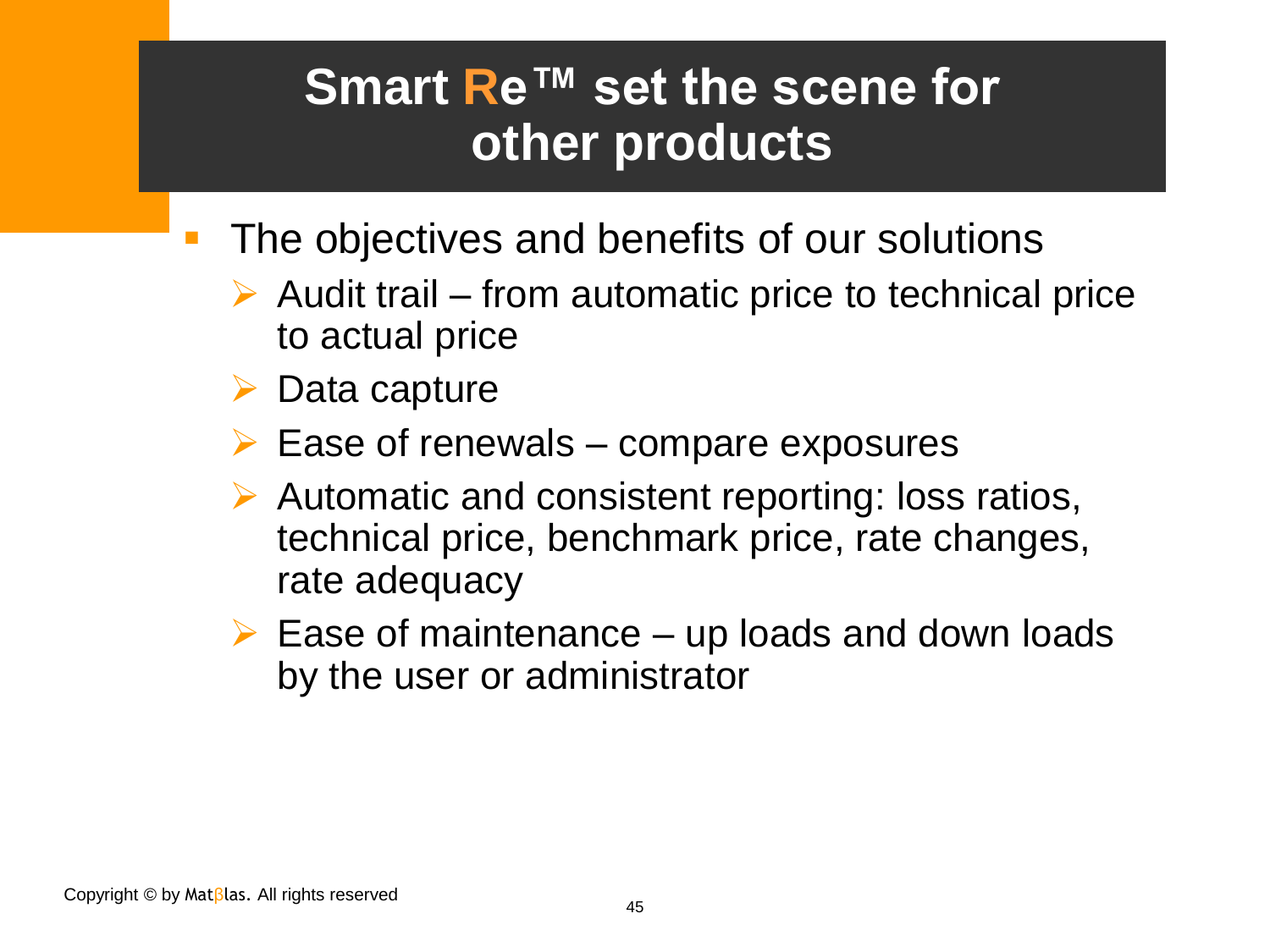# Smart Re™ set the scene for other products

- The objectives and benefits of our solutions
  - Audit trail – from automatic price to technical price to actual price
  - Data capture
  - Ease of renewals – compare exposures
  - Automatic and consistent reporting: loss ratios, technical price, benchmark price, rate changes, rate adequacy
  - Ease of maintenance – up loads and down loads by the user or administrator

Copyright © by Matβlas. All rights reserved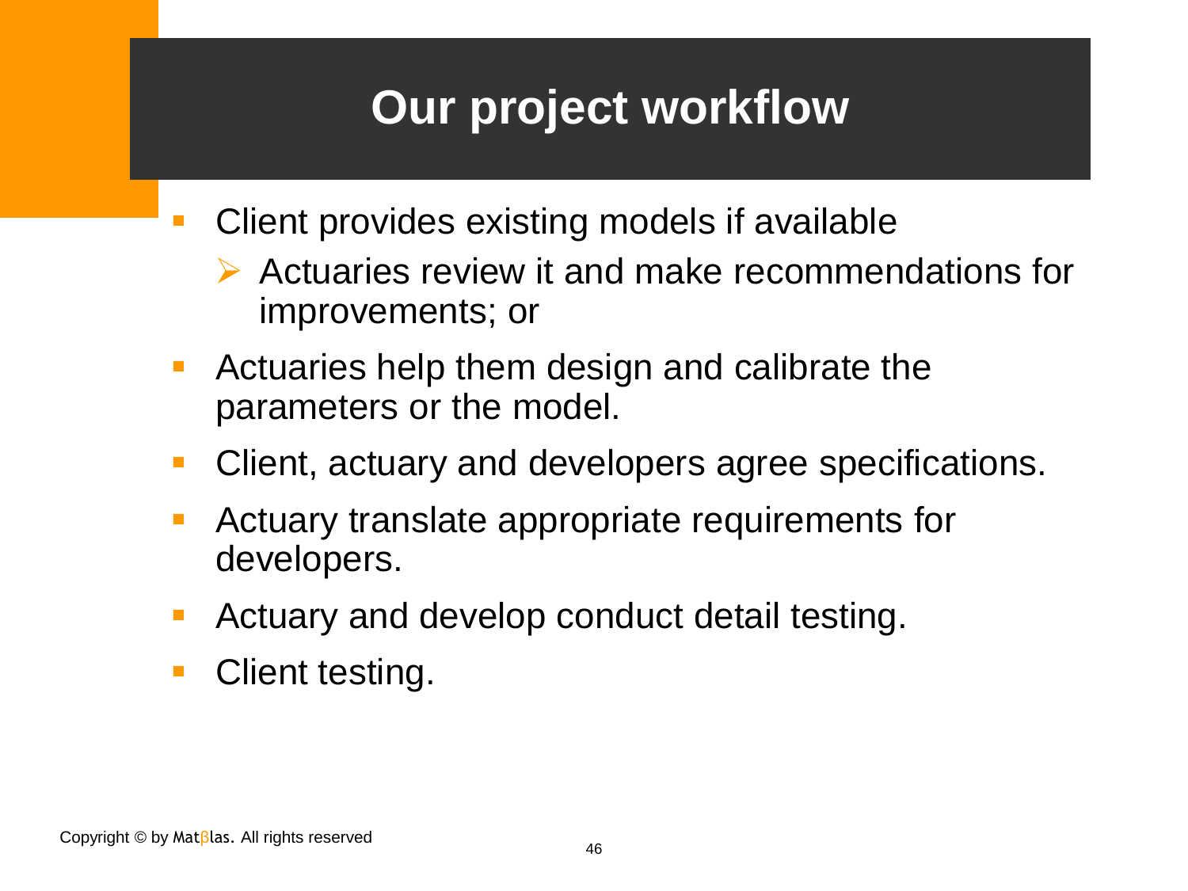# Our project workflow

- Client provides existing models if available
  - Actuaries review it and make recommendations for improvements; or
- Actuaries help them design and calibrate the parameters or the model.
- Client, actuary and developers agree specifications.
- Actuary translate appropriate requirements for developers.
- Actuary and develop conduct detail testing.
- Client testing.

Copyright © by Matβlas. All rights reserved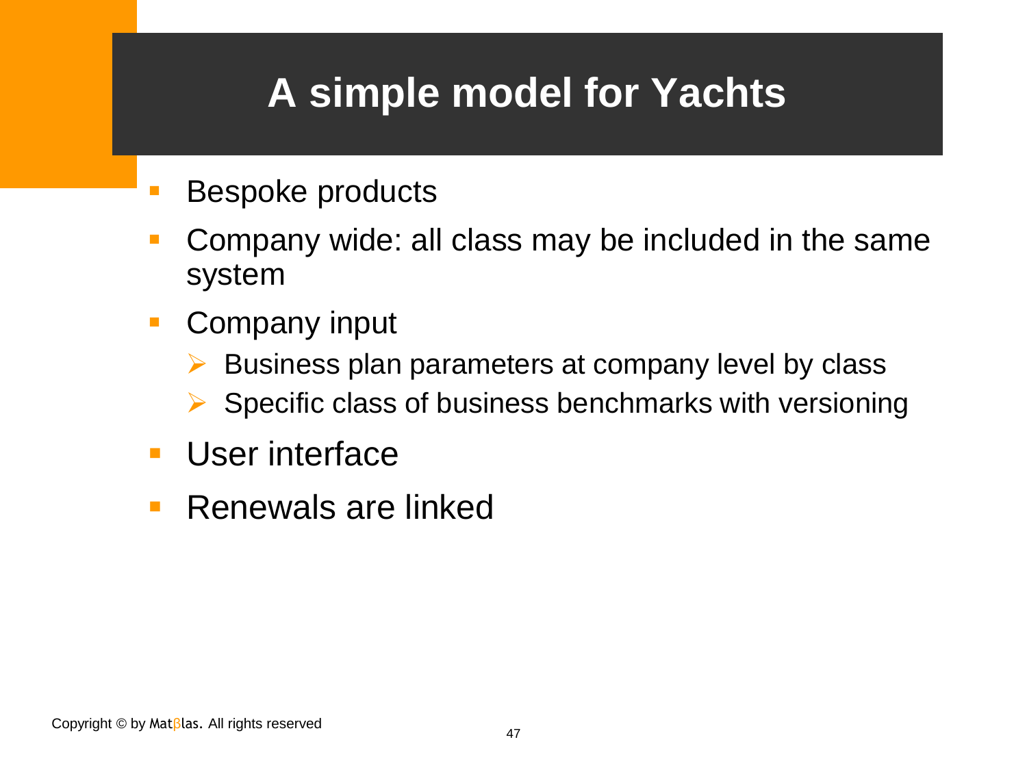# A simple model for Yachts

- Bespoke products
- Company wide: all class may be included in the same system
- Company input
  - Business plan parameters at company level by class
  - Specific class of business benchmarks with versioning
- User interface
- Renewals are linked

Copyright © by Matβlas. All rights reserved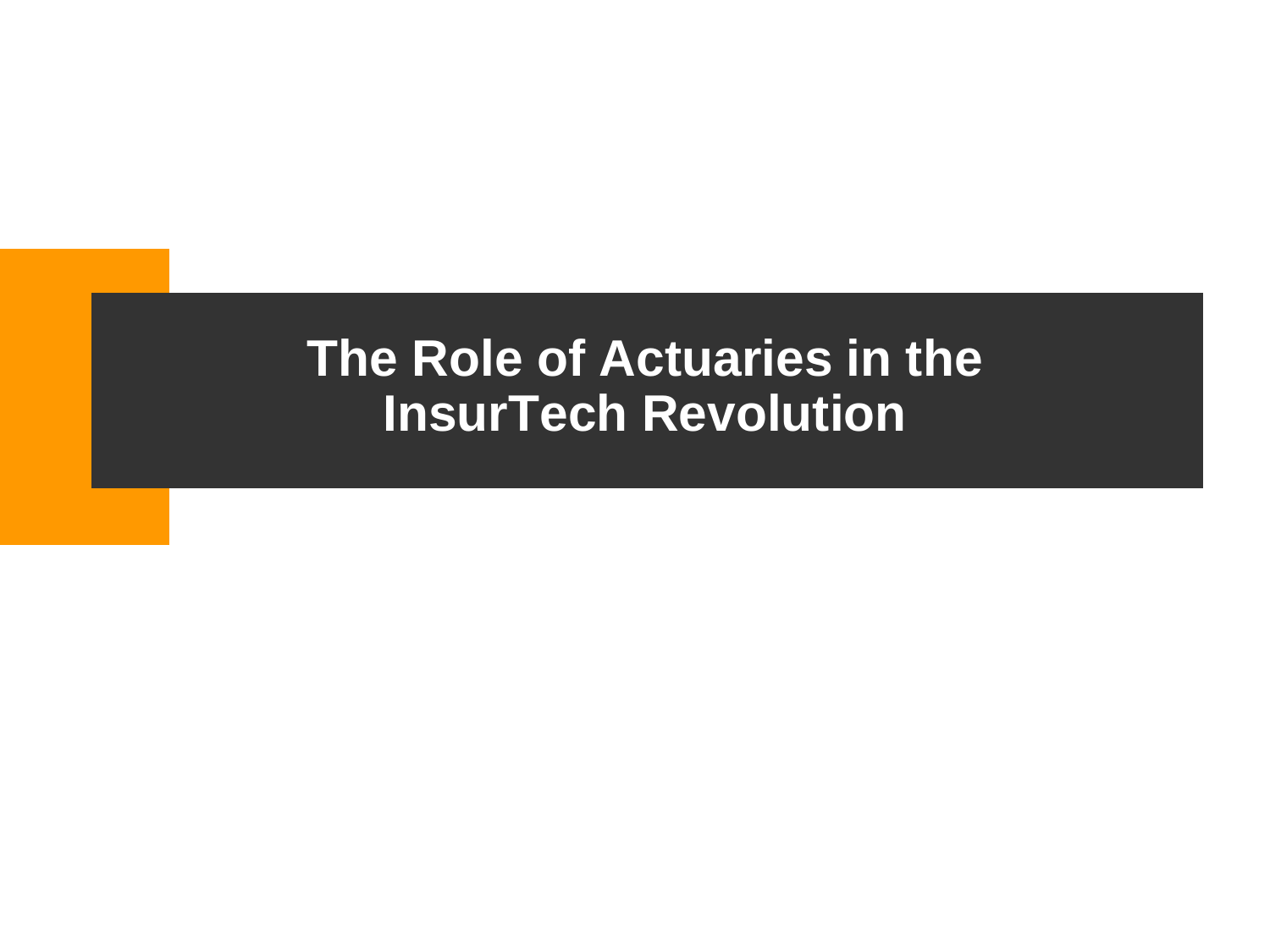# The Role of Actuaries in the InsurTech Revolution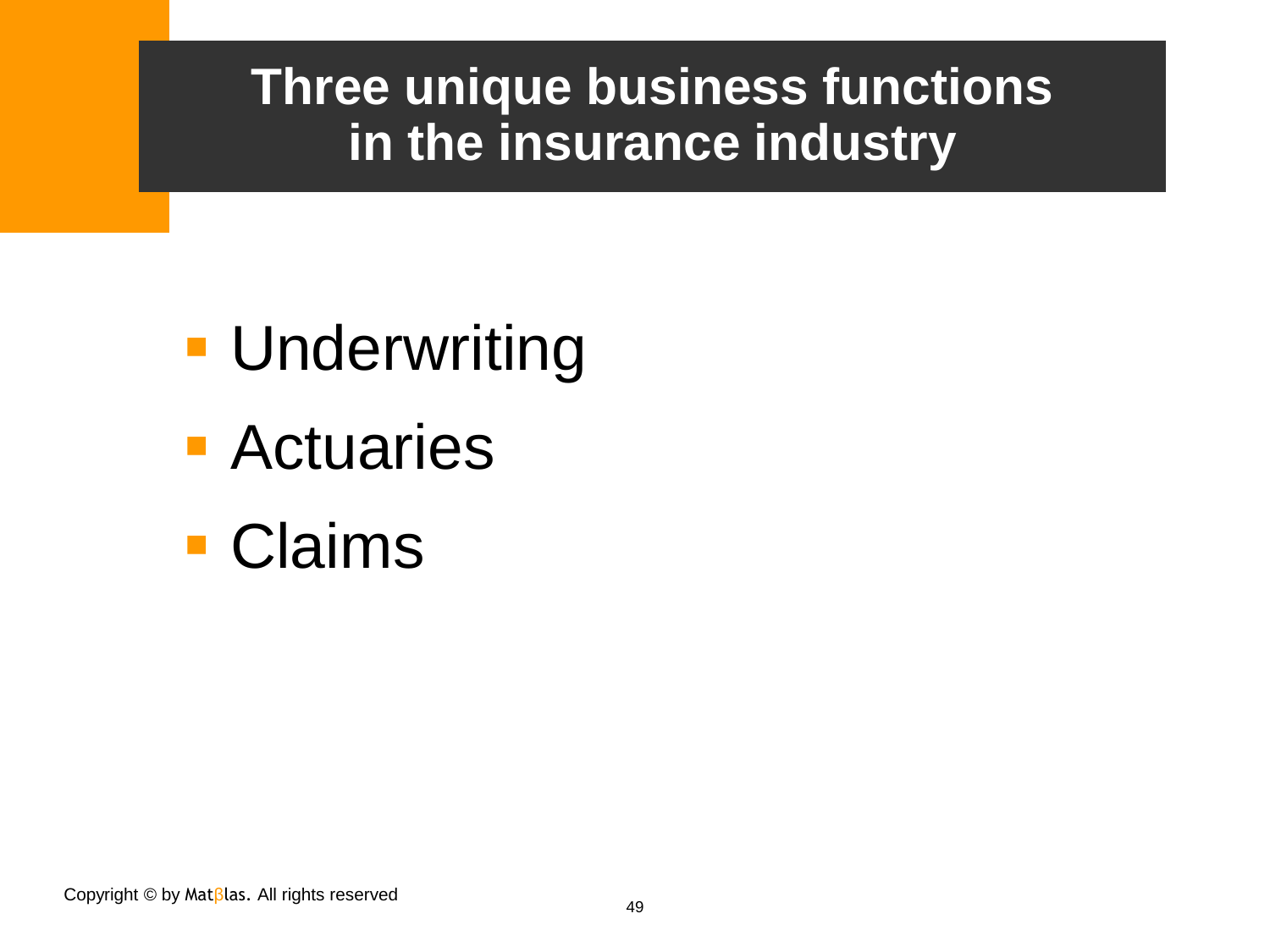# Three unique business functions in the insurance industry

- Underwriting
- Actuaries
- Claims

Copyright © by Matβlas. All rights reserved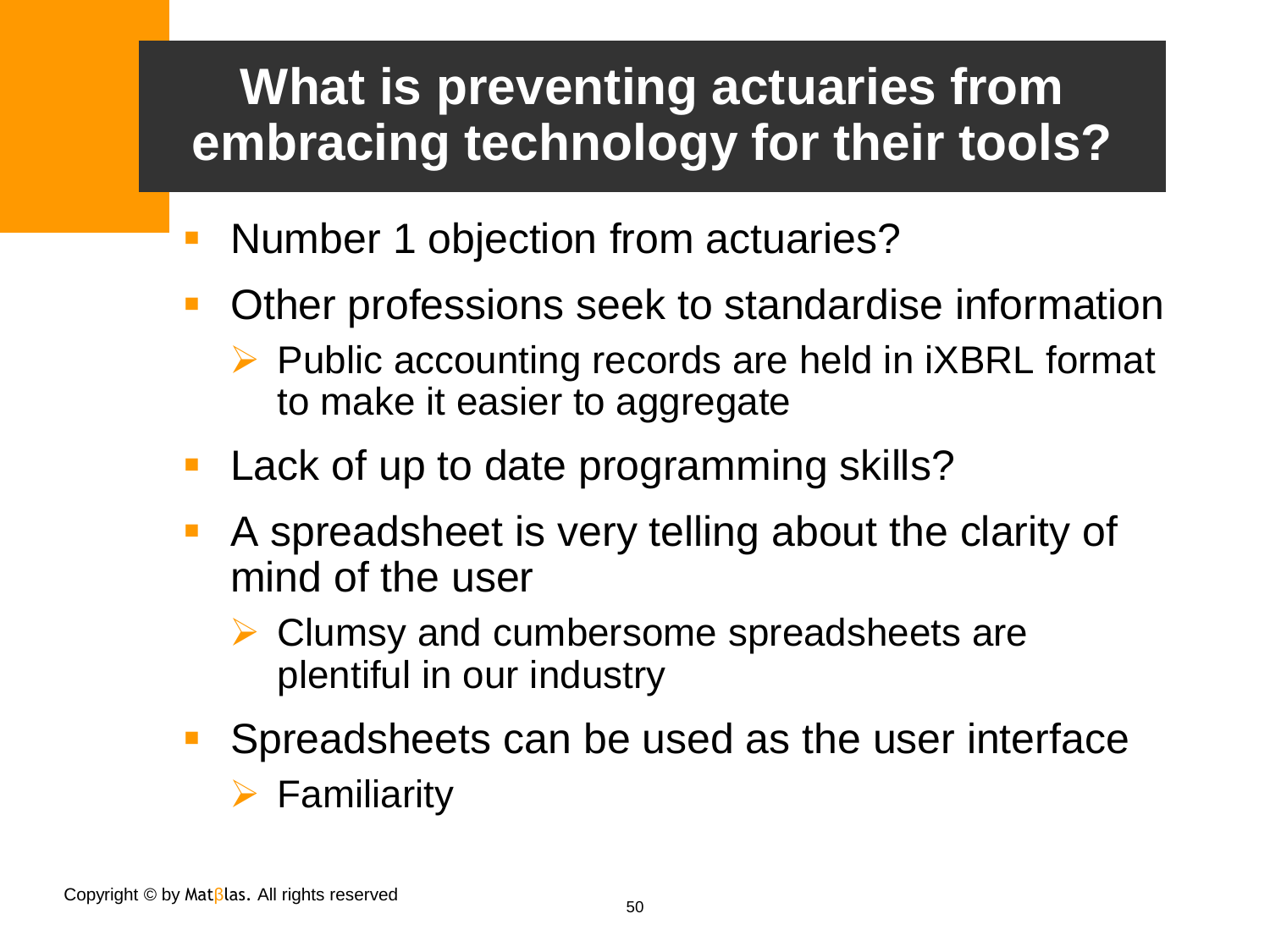# What is preventing actuaries from embracing technology for their tools?

- Number 1 objection from actuaries?
- Other professions seek to standardise information
  - Public accounting records are held in iXBRL format to make it easier to aggregate
- Lack of up to date programming skills?
- A spreadsheet is very telling about the clarity of mind of the user
  - Clumsy and cumbersome spreadsheets are plentiful in our industry
- Spreadsheets can be used as the user interface
  - Familiarity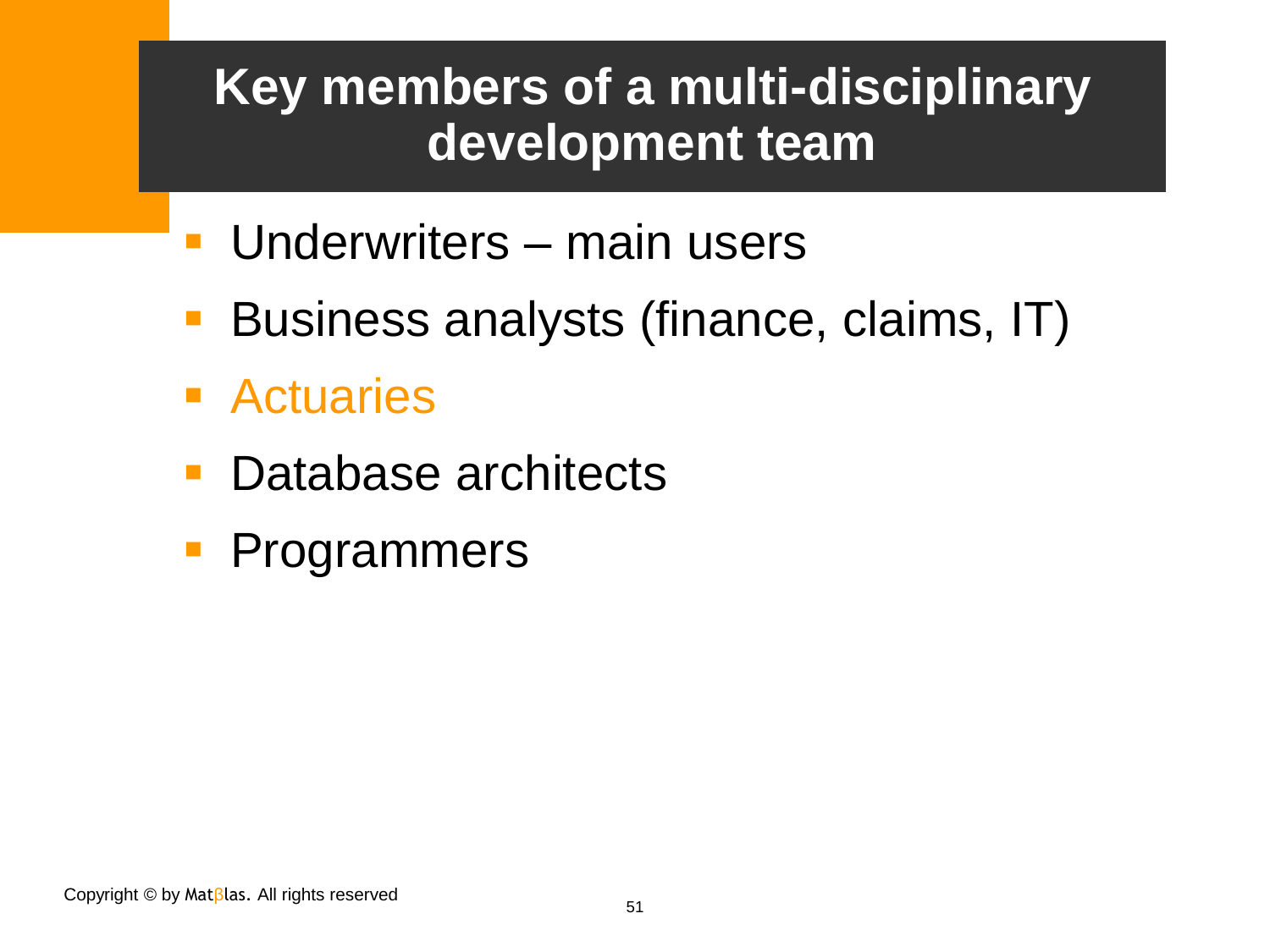# Key members of a multi-disciplinary development team

- Underwriters – main users
- Business analysts (finance, claims, IT)
- Actuaries
- Database architects
- Programmers

Copyright © by Matβlas. All rights reserved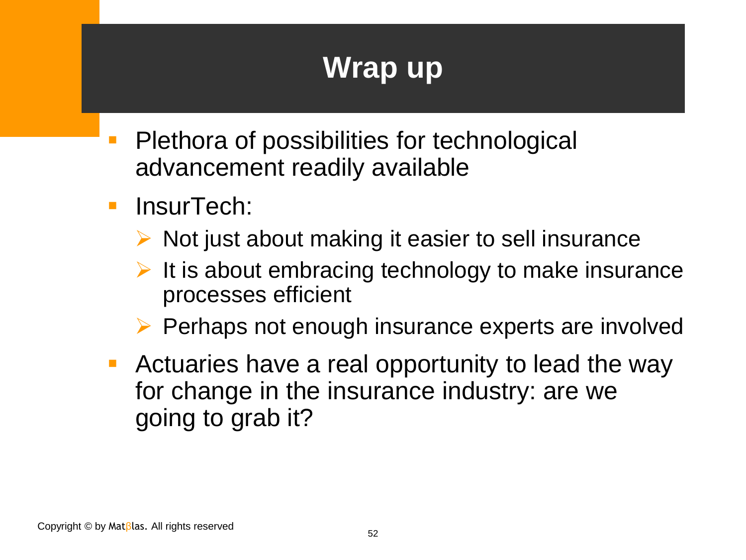# Wrap up

- Plethora of possibilities for technological advancement readily available
- InsurTech:
  - Not just about making it easier to sell insurance
  - It is about embracing technology to make insurance processes efficient
  - Perhaps not enough insurance experts are involved
- Actuaries have a real opportunity to lead the way for change in the insurance industry: are we going to grab it?